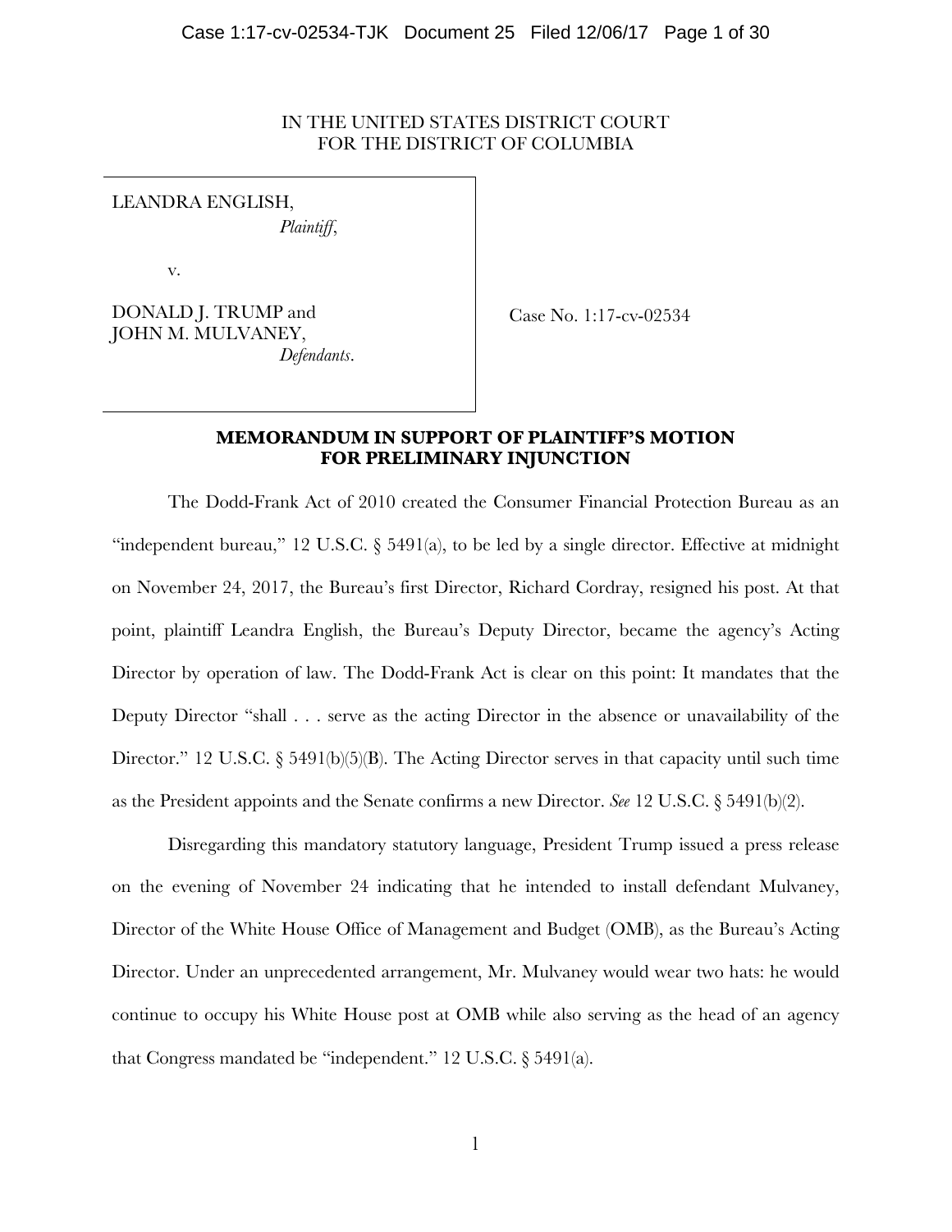IN THE UNITED STATES DISTRICT COURT
FOR THE DISTRICT OF COLUMBIA

LEANDRA ENGLISH,
*Plaintiff*,

v.

DONALD J. TRUMP and
JOHN M. MULVANEY,
*Defendants*.

Case No. 1:17-cv-02534

**MEMORANDUM IN SUPPORT OF PLAINTIFF'S MOTION FOR PRELIMINARY INJUNCTION**

The Dodd-Frank Act of 2010 created the Consumer Financial Protection Bureau as an "independent bureau," 12 U.S.C. § 5491(a), to be led by a single director. Effective at midnight on November 24, 2017, the Bureau's first Director, Richard Cordray, resigned his post. At that point, plaintiff Leandra English, the Bureau's Deputy Director, became the agency's Acting Director by operation of law. The Dodd-Frank Act is clear on this point: It mandates that the Deputy Director "shall . . . serve as the acting Director in the absence or unavailability of the Director." 12 U.S.C. § 5491(b)(5)(B). The Acting Director serves in that capacity until such time as the President appoints and the Senate confirms a new Director. *See* 12 U.S.C. § 5491(b)(2).

Disregarding this mandatory statutory language, President Trump issued a press release on the evening of November 24 indicating that he intended to install defendant Mulvaney, Director of the White House Office of Management and Budget (OMB), as the Bureau's Acting Director. Under an unprecedented arrangement, Mr. Mulvaney would wear two hats: he would continue to occupy his White House post at OMB while also serving as the head of an agency that Congress mandated be "independent." 12 U.S.C. § 5491(a).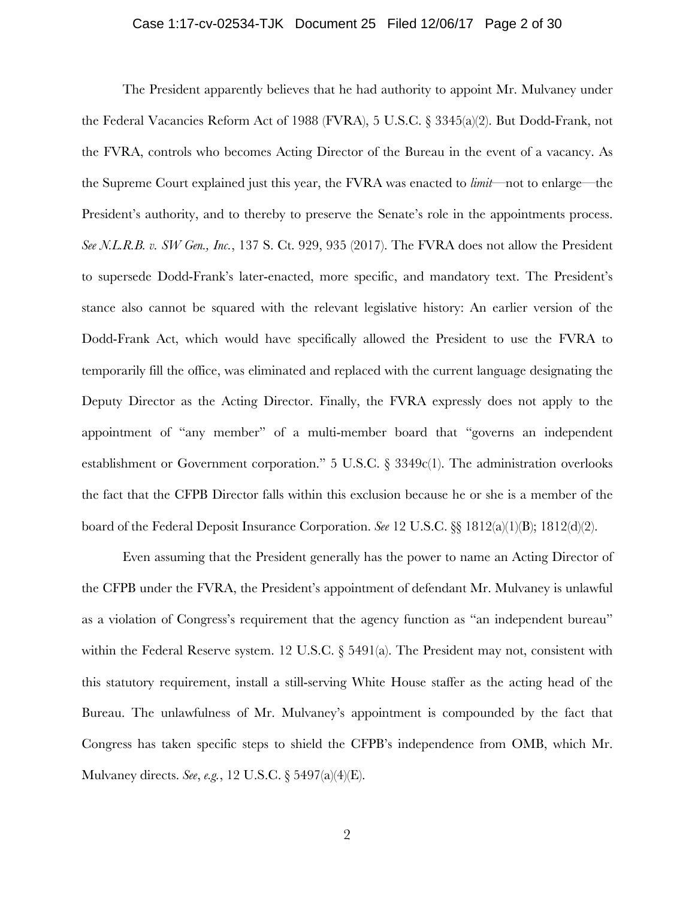The President apparently believes that he had authority to appoint Mr. Mulvaney under the Federal Vacancies Reform Act of 1988 (FVRA), 5 U.S.C. § 3345(a)(2). But Dodd-Frank, not the FVRA, controls who becomes Acting Director of the Bureau in the event of a vacancy. As the Supreme Court explained just this year, the FVRA was enacted to *limit*—not to enlarge—the President's authority, and to thereby to preserve the Senate's role in the appointments process. *See N.L.R.B. v. SW Gen., Inc.*, 137 S. Ct. 929, 935 (2017). The FVRA does not allow the President to supersede Dodd-Frank's later-enacted, more specific, and mandatory text. The President's stance also cannot be squared with the relevant legislative history: An earlier version of the Dodd-Frank Act, which would have specifically allowed the President to use the FVRA to temporarily fill the office, was eliminated and replaced with the current language designating the Deputy Director as the Acting Director. Finally, the FVRA expressly does not apply to the appointment of "any member" of a multi-member board that "governs an independent establishment or Government corporation." 5 U.S.C. § 3349c(1). The administration overlooks the fact that the CFPB Director falls within this exclusion because he or she is a member of the board of the Federal Deposit Insurance Corporation. *See* 12 U.S.C. §§ 1812(a)(1)(B); 1812(d)(2).

Even assuming that the President generally has the power to name an Acting Director of the CFPB under the FVRA, the President's appointment of defendant Mr. Mulvaney is unlawful as a violation of Congress's requirement that the agency function as "an independent bureau" within the Federal Reserve system. 12 U.S.C. § 5491(a). The President may not, consistent with this statutory requirement, install a still-serving White House staffer as the acting head of the Bureau. The unlawfulness of Mr. Mulvaney's appointment is compounded by the fact that Congress has taken specific steps to shield the CFPB's independence from OMB, which Mr. Mulvaney directs. *See, e.g.*, 12 U.S.C. § 5497(a)(4)(E).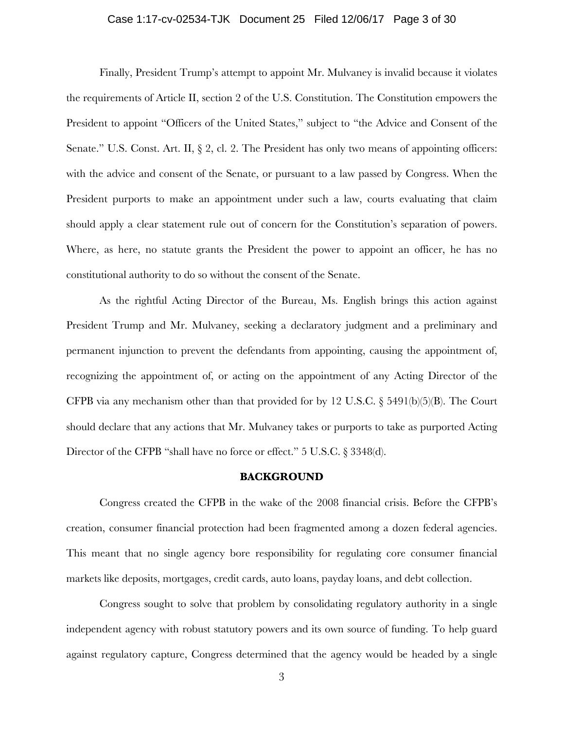Finally, President Trump's attempt to appoint Mr. Mulvaney is invalid because it violates the requirements of Article II, section 2 of the U.S. Constitution. The Constitution empowers the President to appoint "Officers of the United States," subject to "the Advice and Consent of the Senate." U.S. Const. Art. II, § 2, cl. 2. The President has only two means of appointing officers: with the advice and consent of the Senate, or pursuant to a law passed by Congress. When the President purports to make an appointment under such a law, courts evaluating that claim should apply a clear statement rule out of concern for the Constitution's separation of powers. Where, as here, no statute grants the President the power to appoint an officer, he has no constitutional authority to do so without the consent of the Senate.

As the rightful Acting Director of the Bureau, Ms. English brings this action against President Trump and Mr. Mulvaney, seeking a declaratory judgment and a preliminary and permanent injunction to prevent the defendants from appointing, causing the appointment of, recognizing the appointment of, or acting on the appointment of any Acting Director of the CFPB via any mechanism other than that provided for by 12 U.S.C. § 5491(b)(5)(B). The Court should declare that any actions that Mr. Mulvaney takes or purports to take as purported Acting Director of the CFPB "shall have no force or effect." 5 U.S.C. § 3348(d).

## BACKGROUND

Congress created the CFPB in the wake of the 2008 financial crisis. Before the CFPB's creation, consumer financial protection had been fragmented among a dozen federal agencies. This meant that no single agency bore responsibility for regulating core consumer financial markets like deposits, mortgages, credit cards, auto loans, payday loans, and debt collection.

Congress sought to solve that problem by consolidating regulatory authority in a single independent agency with robust statutory powers and its own source of funding. To help guard against regulatory capture, Congress determined that the agency would be headed by a single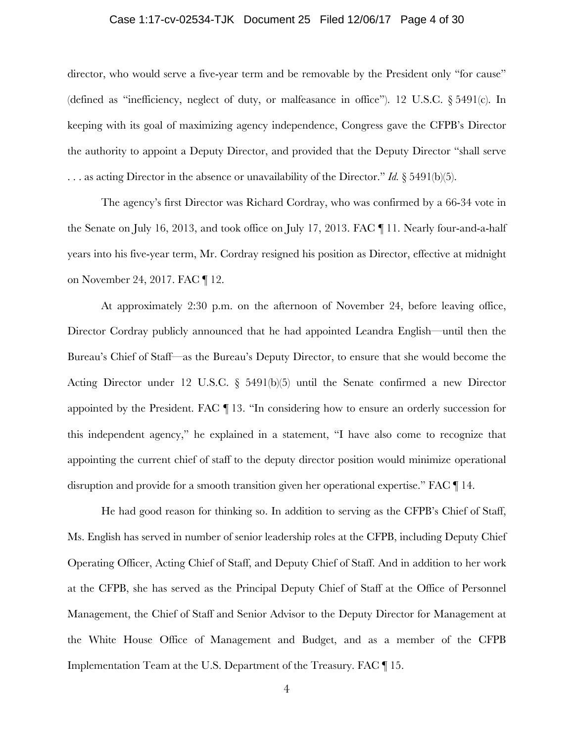director, who would serve a five-year term and be removable by the President only "for cause" (defined as "inefficiency, neglect of duty, or malfeasance in office"). 12 U.S.C. § 5491(c). In keeping with its goal of maximizing agency independence, Congress gave the CFPB's Director the authority to appoint a Deputy Director, and provided that the Deputy Director "shall serve . . . as acting Director in the absence or unavailability of the Director." *Id.* § 5491(b)(5).

The agency's first Director was Richard Cordray, who was confirmed by a 66-34 vote in the Senate on July 16, 2013, and took office on July 17, 2013. FAC ¶ 11. Nearly four-and-a-half years into his five-year term, Mr. Cordray resigned his position as Director, effective at midnight on November 24, 2017. FAC ¶ 12.

At approximately 2:30 p.m. on the afternoon of November 24, before leaving office, Director Cordray publicly announced that he had appointed Leandra English—until then the Bureau's Chief of Staff—as the Bureau's Deputy Director, to ensure that she would become the Acting Director under 12 U.S.C. § 5491(b)(5) until the Senate confirmed a new Director appointed by the President. FAC ¶ 13. "In considering how to ensure an orderly succession for this independent agency," he explained in a statement, "I have also come to recognize that appointing the current chief of staff to the deputy director position would minimize operational disruption and provide for a smooth transition given her operational expertise." FAC ¶ 14.

He had good reason for thinking so. In addition to serving as the CFPB's Chief of Staff, Ms. English has served in number of senior leadership roles at the CFPB, including Deputy Chief Operating Officer, Acting Chief of Staff, and Deputy Chief of Staff. And in addition to her work at the CFPB, she has served as the Principal Deputy Chief of Staff at the Office of Personnel Management, the Chief of Staff and Senior Advisor to the Deputy Director for Management at the White House Office of Management and Budget, and as a member of the CFPB Implementation Team at the U.S. Department of the Treasury. FAC ¶ 15.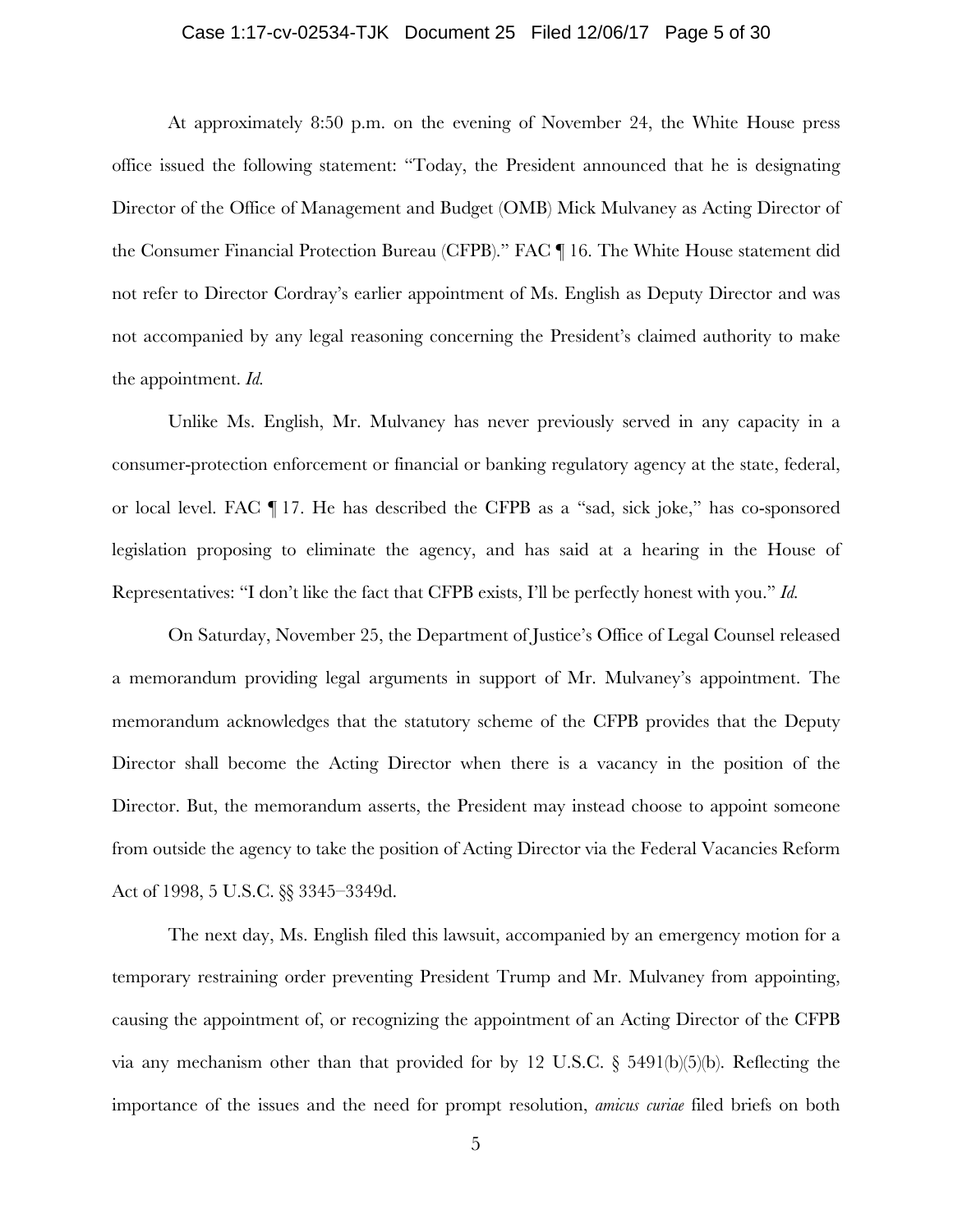At approximately 8:50 p.m. on the evening of November 24, the White House press office issued the following statement: "Today, the President announced that he is designating Director of the Office of Management and Budget (OMB) Mick Mulvaney as Acting Director of the Consumer Financial Protection Bureau (CFPB)." FAC ¶ 16. The White House statement did not refer to Director Cordray's earlier appointment of Ms. English as Deputy Director and was not accompanied by any legal reasoning concerning the President's claimed authority to make the appointment. *Id.*

Unlike Ms. English, Mr. Mulvaney has never previously served in any capacity in a consumer-protection enforcement or financial or banking regulatory agency at the state, federal, or local level. FAC ¶ 17. He has described the CFPB as a "sad, sick joke," has co-sponsored legislation proposing to eliminate the agency, and has said at a hearing in the House of Representatives: "I don't like the fact that CFPB exists, I'll be perfectly honest with you." *Id.*

On Saturday, November 25, the Department of Justice's Office of Legal Counsel released a memorandum providing legal arguments in support of Mr. Mulvaney's appointment. The memorandum acknowledges that the statutory scheme of the CFPB provides that the Deputy Director shall become the Acting Director when there is a vacancy in the position of the Director. But, the memorandum asserts, the President may instead choose to appoint someone from outside the agency to take the position of Acting Director via the Federal Vacancies Reform Act of 1998, 5 U.S.C. §§ 3345–3349d.

The next day, Ms. English filed this lawsuit, accompanied by an emergency motion for a temporary restraining order preventing President Trump and Mr. Mulvaney from appointing, causing the appointment of, or recognizing the appointment of an Acting Director of the CFPB via any mechanism other than that provided for by 12 U.S.C. § 5491(b)(5)(b). Reflecting the importance of the issues and the need for prompt resolution, *amicus curiae* filed briefs on both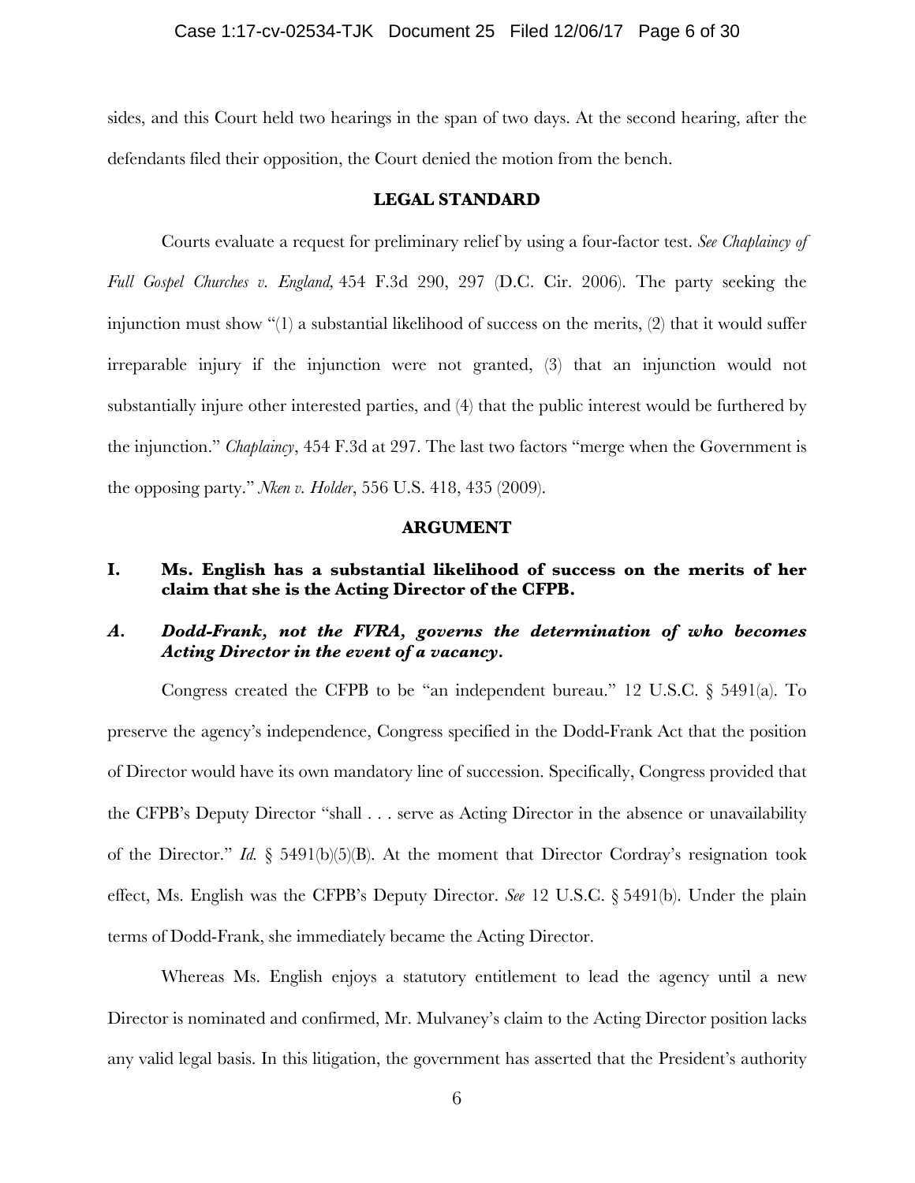sides, and this Court held two hearings in the span of two days. At the second hearing, after the defendants filed their opposition, the Court denied the motion from the bench.

## LEGAL STANDARD

Courts evaluate a request for preliminary relief by using a four-factor test. *See Chaplaincy of Full Gospel Churches v. England,* 454 F.3d 290, 297 (D.C. Cir. 2006). The party seeking the injunction must show "(1) a substantial likelihood of success on the merits, (2) that it would suffer irreparable injury if the injunction were not granted, (3) that an injunction would not substantially injure other interested parties, and (4) that the public interest would be furthered by the injunction." *Chaplaincy*, 454 F.3d at 297. The last two factors "merge when the Government is the opposing party." *Nken v. Holder*, 556 U.S. 418, 435 (2009).

## ARGUMENT

### I. Ms. English has a substantial likelihood of success on the merits of her claim that she is the Acting Director of the CFPB.

#### *A. Dodd-Frank, not the FVRA, governs the determination of who becomes Acting Director in the event of a vacancy.*

Congress created the CFPB to be "an independent bureau." 12 U.S.C. § 5491(a). To preserve the agency's independence, Congress specified in the Dodd-Frank Act that the position of Director would have its own mandatory line of succession. Specifically, Congress provided that the CFPB's Deputy Director "shall . . . serve as Acting Director in the absence or unavailability of the Director." *Id.* § 5491(b)(5)(B). At the moment that Director Cordray's resignation took effect, Ms. English was the CFPB's Deputy Director. *See* 12 U.S.C. § 5491(b). Under the plain terms of Dodd-Frank, she immediately became the Acting Director.

Whereas Ms. English enjoys a statutory entitlement to lead the agency until a new Director is nominated and confirmed, Mr. Mulvaney's claim to the Acting Director position lacks any valid legal basis. In this litigation, the government has asserted that the President's authority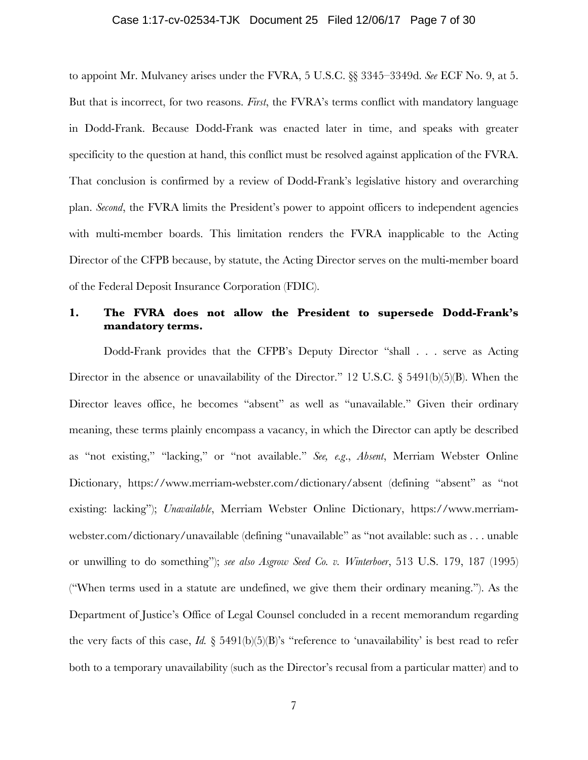to appoint Mr. Mulvaney arises under the FVRA, 5 U.S.C. §§ 3345–3349d. *See* ECF No. 9, at 5. But that is incorrect, for two reasons. *First*, the FVRA's terms conflict with mandatory language in Dodd-Frank. Because Dodd-Frank was enacted later in time, and speaks with greater specificity to the question at hand, this conflict must be resolved against application of the FVRA. That conclusion is confirmed by a review of Dodd-Frank's legislative history and overarching plan. *Second*, the FVRA limits the President's power to appoint officers to independent agencies with multi-member boards. This limitation renders the FVRA inapplicable to the Acting Director of the CFPB because, by statute, the Acting Director serves on the multi-member board of the Federal Deposit Insurance Corporation (FDIC).

### 1. The FVRA does not allow the President to supersede Dodd-Frank's mandatory terms.

Dodd-Frank provides that the CFPB's Deputy Director "shall . . . serve as Acting Director in the absence or unavailability of the Director." 12 U.S.C. § 5491(b)(5)(B). When the Director leaves office, he becomes "absent" as well as "unavailable." Given their ordinary meaning, these terms plainly encompass a vacancy, in which the Director can aptly be described as "not existing," "lacking," or "not available." *See, e.g.*, *Absent*, Merriam Webster Online Dictionary, https://www.merriam-webster.com/dictionary/absent (defining "absent" as "not existing: lacking"); *Unavailable*, Merriam Webster Online Dictionary, https://www.merriam-webster.com/dictionary/unavailable (defining "unavailable" as "not available: such as . . . unable or unwilling to do something"); *see also Asgrow Seed Co. v. Winterboer*, 513 U.S. 179, 187 (1995) ("When terms used in a statute are undefined, we give them their ordinary meaning."). As the Department of Justice's Office of Legal Counsel concluded in a recent memorandum regarding the very facts of this case, *Id.* § 5491(b)(5)(B)'s "reference to 'unavailability' is best read to refer both to a temporary unavailability (such as the Director's recusal from a particular matter) and to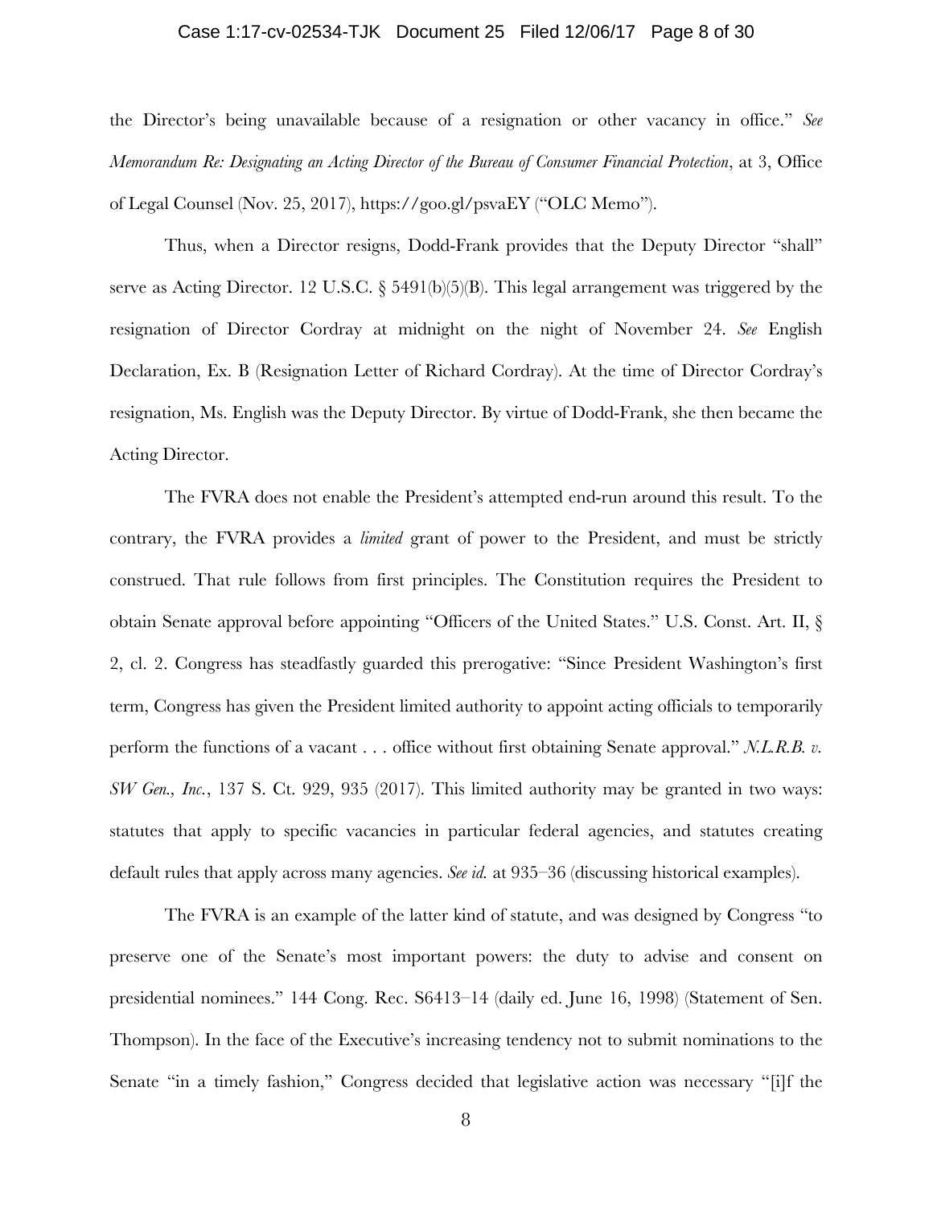the Director's being unavailable because of a resignation or other vacancy in office." *See Memorandum Re: Designating an Acting Director of the Bureau of Consumer Financial Protection*, at 3, Office of Legal Counsel (Nov. 25, 2017), https://goo.gl/psvaEY ("OLC Memo").

Thus, when a Director resigns, Dodd-Frank provides that the Deputy Director "shall" serve as Acting Director. 12 U.S.C. § 5491(b)(5)(B). This legal arrangement was triggered by the resignation of Director Cordray at midnight on the night of November 24. *See* English Declaration, Ex. B (Resignation Letter of Richard Cordray). At the time of Director Cordray's resignation, Ms. English was the Deputy Director. By virtue of Dodd-Frank, she then became the Acting Director.

The FVRA does not enable the President's attempted end-run around this result. To the contrary, the FVRA provides a *limited* grant of power to the President, and must be strictly construed. That rule follows from first principles. The Constitution requires the President to obtain Senate approval before appointing "Officers of the United States." U.S. Const. Art. II, § 2, cl. 2. Congress has steadfastly guarded this prerogative: "Since President Washington's first term, Congress has given the President limited authority to appoint acting officials to temporarily perform the functions of a vacant . . . office without first obtaining Senate approval." *N.L.R.B. v. SW Gen., Inc.*, 137 S. Ct. 929, 935 (2017). This limited authority may be granted in two ways: statutes that apply to specific vacancies in particular federal agencies, and statutes creating default rules that apply across many agencies. *See id.* at 935–36 (discussing historical examples).

The FVRA is an example of the latter kind of statute, and was designed by Congress "to preserve one of the Senate's most important powers: the duty to advise and consent on presidential nominees." 144 Cong. Rec. S6413–14 (daily ed. June 16, 1998) (Statement of Sen. Thompson). In the face of the Executive's increasing tendency not to submit nominations to the Senate "in a timely fashion," Congress decided that legislative action was necessary "[i]f the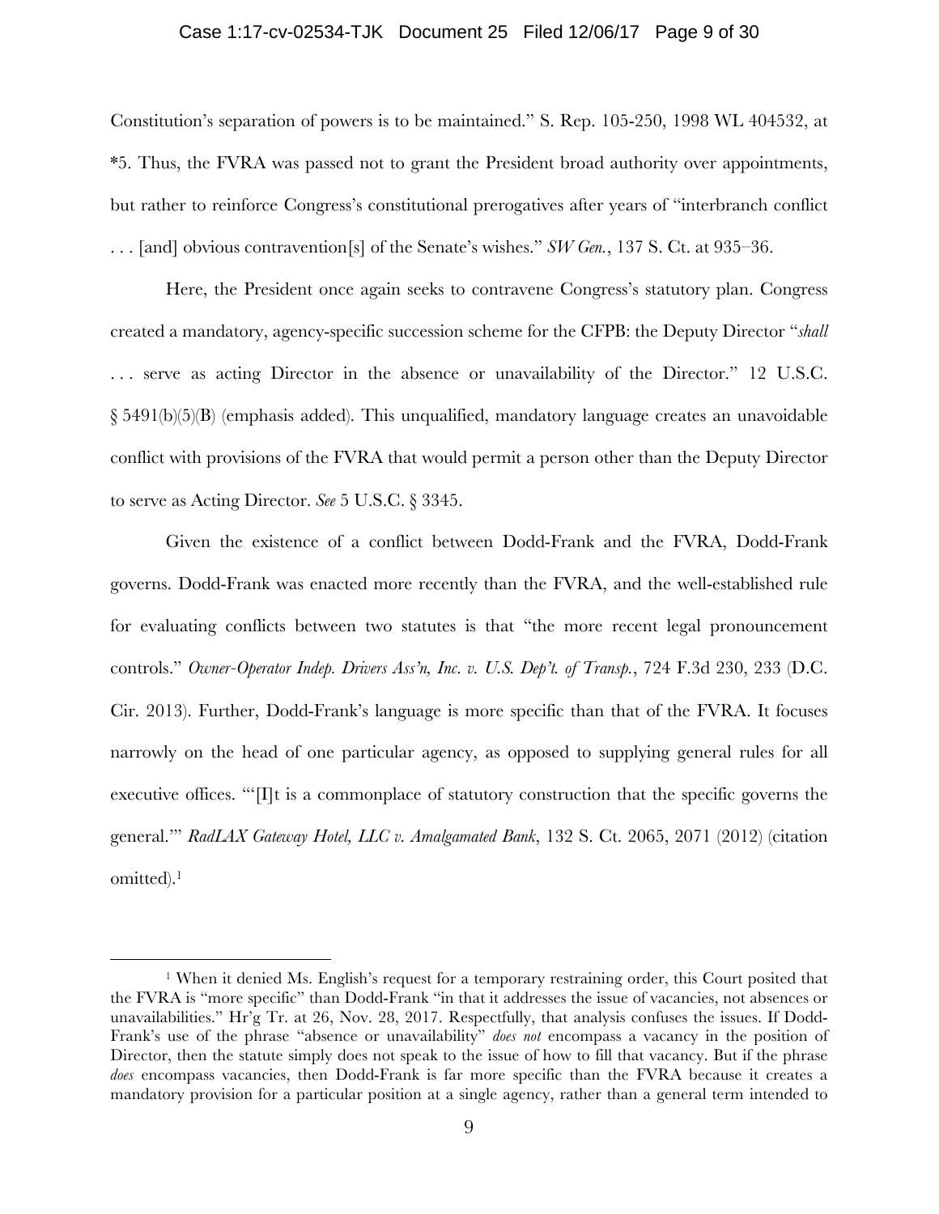Constitution's separation of powers is to be maintained." S. Rep. 105-250, 1998 WL 404532, at *5. Thus, the FVRA was passed not to grant the President broad authority over appointments, but rather to reinforce Congress's constitutional prerogatives after years of "interbranch conflict . . . [and] obvious contravention[s] of the Senate's wishes." *SW Gen.*, 137 S. Ct. at 935–36.

Here, the President once again seeks to contravene Congress's statutory plan. Congress created a mandatory, agency-specific succession scheme for the CFPB: the Deputy Director "*shall* . . . serve as acting Director in the absence or unavailability of the Director." 12 U.S.C. § 5491(b)(5)(B) (emphasis added). This unqualified, mandatory language creates an unavoidable conflict with provisions of the FVRA that would permit a person other than the Deputy Director to serve as Acting Director. *See* 5 U.S.C. § 3345.

Given the existence of a conflict between Dodd-Frank and the FVRA, Dodd-Frank governs. Dodd-Frank was enacted more recently than the FVRA, and the well-established rule for evaluating conflicts between two statutes is that "the more recent legal pronouncement controls." *Owner-Operator Indep. Drivers Ass'n, Inc. v. U.S. Dep't. of Transp.*, 724 F.3d 230, 233 (D.C. Cir. 2013). Further, Dodd-Frank's language is more specific than that of the FVRA. It focuses narrowly on the head of one particular agency, as opposed to supplying general rules for all executive offices. "'[I]t is a commonplace of statutory construction that the specific governs the general.'" *RadLAX Gateway Hotel, LLC v. Amalgamated Bank*, 132 S. Ct. 2065, 2071 (2012) (citation omitted).[1]

---

[1] When it denied Ms. English's request for a temporary restraining order, this Court posited that the FVRA is "more specific" than Dodd-Frank "in that it addresses the issue of vacancies, not absences or unavailabilities." Hr'g Tr. at 26, Nov. 28, 2017. Respectfully, that analysis confuses the issues. If Dodd-Frank's use of the phrase "absence or unavailability" *does not* encompass a vacancy in the position of Director, then the statute simply does not speak to the issue of how to fill that vacancy. But if the phrase *does* encompass vacancies, then Dodd-Frank is far more specific than the FVRA because it creates a mandatory provision for a particular position at a single agency, rather than a general term intended to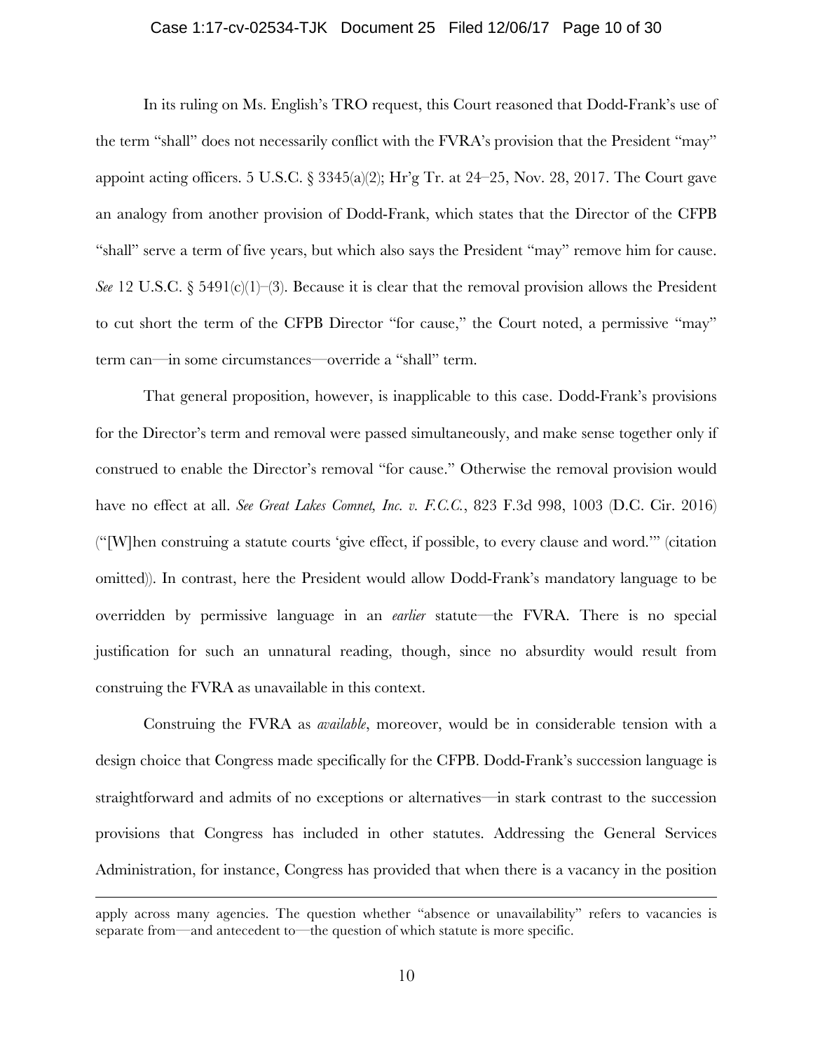In its ruling on Ms. English's TRO request, this Court reasoned that Dodd-Frank's use of the term "shall" does not necessarily conflict with the FVRA's provision that the President "may" appoint acting officers. 5 U.S.C. § 3345(a)(2); Hr'g Tr. at 24–25, Nov. 28, 2017. The Court gave an analogy from another provision of Dodd-Frank, which states that the Director of the CFPB "shall" serve a term of five years, but which also says the President "may" remove him for cause. *See* 12 U.S.C. § 5491(c)(1)–(3). Because it is clear that the removal provision allows the President to cut short the term of the CFPB Director "for cause," the Court noted, a permissive "may" term can—in some circumstances—override a "shall" term.

That general proposition, however, is inapplicable to this case. Dodd-Frank's provisions for the Director's term and removal were passed simultaneously, and make sense together only if construed to enable the Director's removal "for cause." Otherwise the removal provision would have no effect at all. *See Great Lakes Comnet, Inc. v. F.C.C.*, 823 F.3d 998, 1003 (D.C. Cir. 2016) ("[W]hen construing a statute courts 'give effect, if possible, to every clause and word.'" (citation omitted)). In contrast, here the President would allow Dodd-Frank's mandatory language to be overridden by permissive language in an *earlier* statute—the FVRA. There is no special justification for such an unnatural reading, though, since no absurdity would result from construing the FVRA as unavailable in this context.

Construing the FVRA as *available*, moreover, would be in considerable tension with a design choice that Congress made specifically for the CFPB. Dodd-Frank's succession language is straightforward and admits of no exceptions or alternatives—in stark contrast to the succession provisions that Congress has included in other statutes. Addressing the General Services Administration, for instance, Congress has provided that when there is a vacancy in the position

---

apply across many agencies. The question whether "absence or unavailability" refers to vacancies is separate from—and antecedent to—the question of which statute is more specific.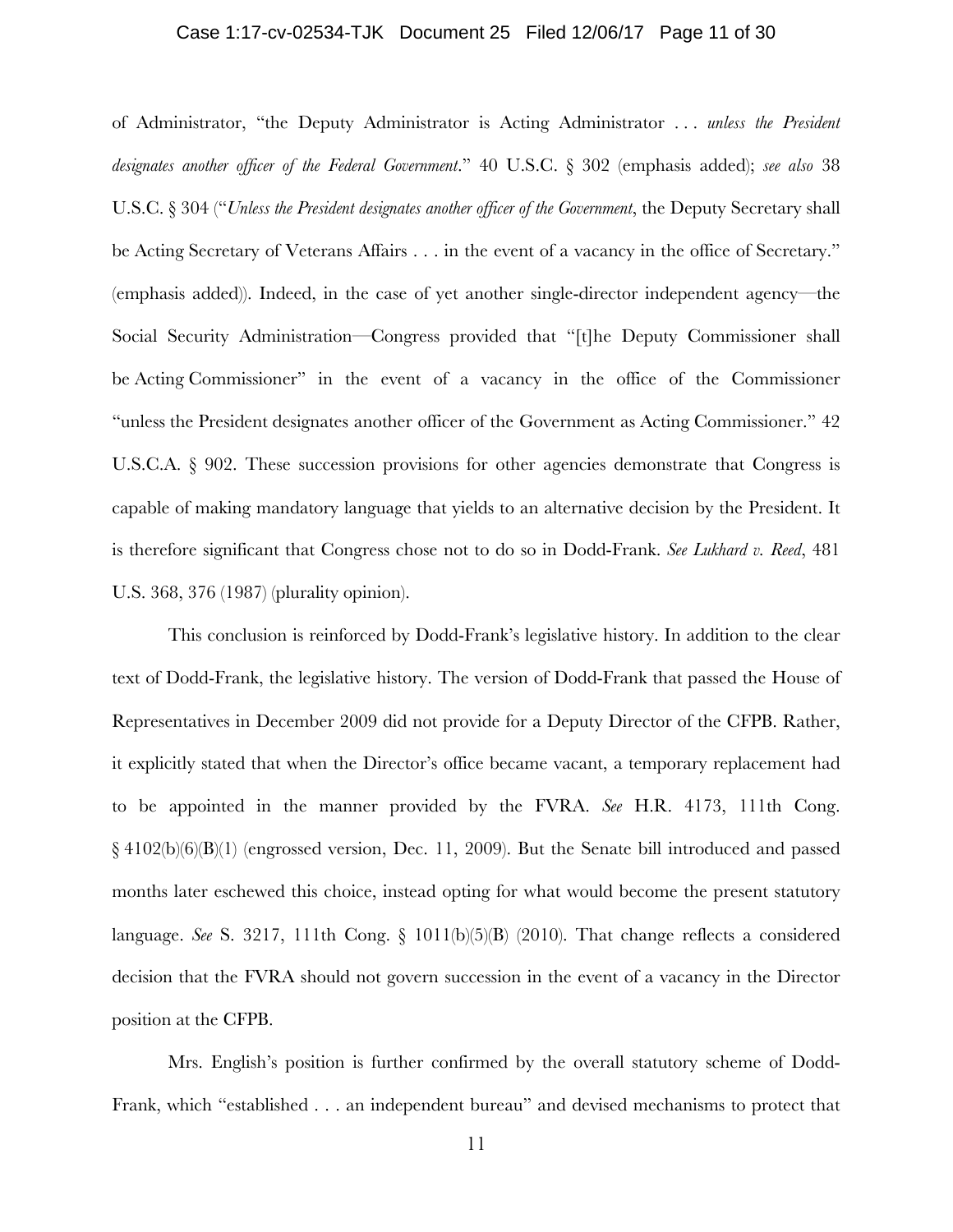of Administrator, "the Deputy Administrator is Acting Administrator . . . *unless the President designates another officer of the Federal Government*." 40 U.S.C. § 302 (emphasis added); *see also* 38 U.S.C. § 304 ("*Unless the President designates another officer of the Government*, the Deputy Secretary shall be Acting Secretary of Veterans Affairs . . . in the event of a vacancy in the office of Secretary." (emphasis added)). Indeed, in the case of yet another single-director independent agency—the Social Security Administration—Congress provided that "[t]he Deputy Commissioner shall be Acting Commissioner" in the event of a vacancy in the office of the Commissioner "unless the President designates another officer of the Government as Acting Commissioner." 42 U.S.C.A. § 902. These succession provisions for other agencies demonstrate that Congress is capable of making mandatory language that yields to an alternative decision by the President. It is therefore significant that Congress chose not to do so in Dodd-Frank. *See Lukhard v. Reed*, 481 U.S. 368, 376 (1987) (plurality opinion).

This conclusion is reinforced by Dodd-Frank's legislative history. In addition to the clear text of Dodd-Frank, the legislative history. The version of Dodd-Frank that passed the House of Representatives in December 2009 did not provide for a Deputy Director of the CFPB. Rather, it explicitly stated that when the Director's office became vacant, a temporary replacement had to be appointed in the manner provided by the FVRA. *See* H.R. 4173, 111th Cong. § 4102(b)(6)(B)(1) (engrossed version, Dec. 11, 2009). But the Senate bill introduced and passed months later eschewed this choice, instead opting for what would become the present statutory language. *See* S. 3217, 111th Cong. § 1011(b)(5)(B) (2010). That change reflects a considered decision that the FVRA should not govern succession in the event of a vacancy in the Director position at the CFPB.

Mrs. English's position is further confirmed by the overall statutory scheme of Dodd-Frank, which "established . . . an independent bureau" and devised mechanisms to protect that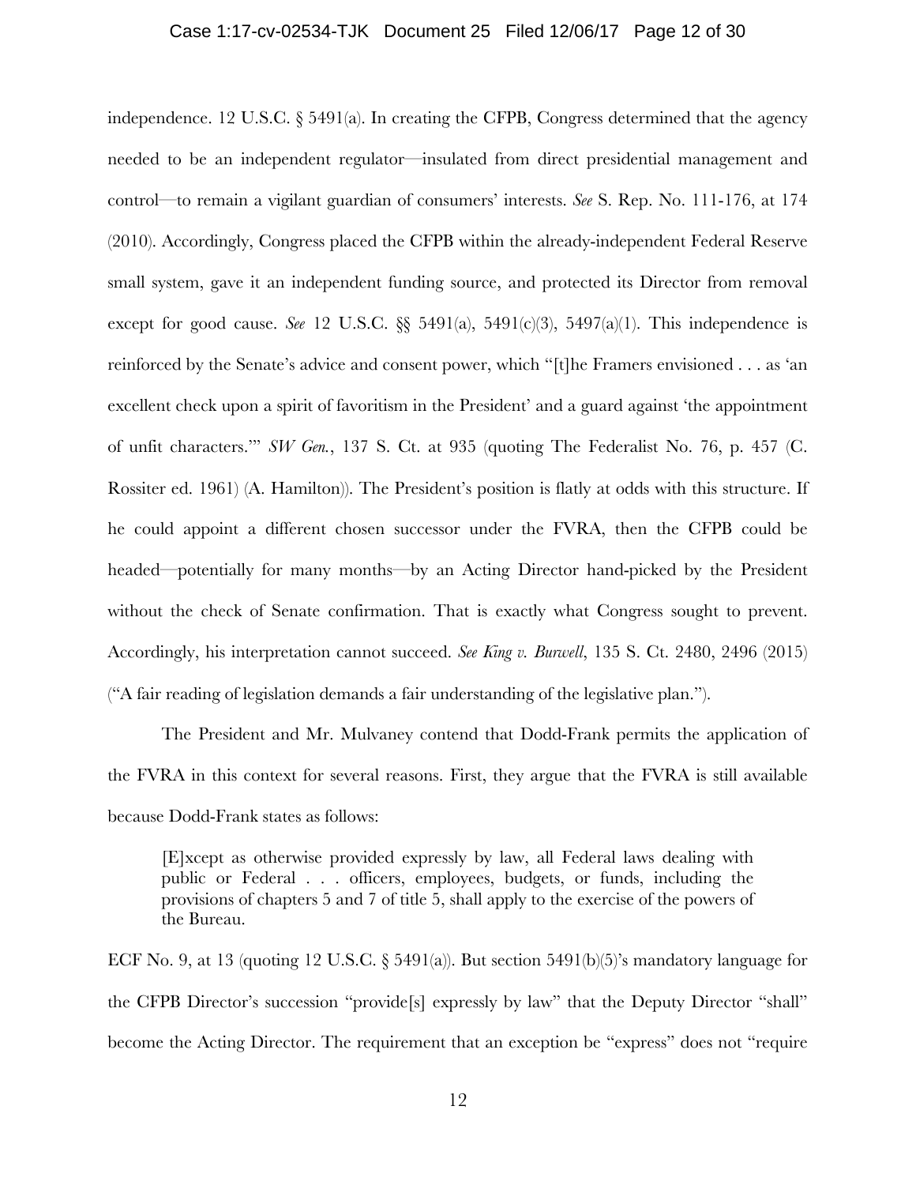independence. 12 U.S.C. § 5491(a). In creating the CFPB, Congress determined that the agency needed to be an independent regulator—insulated from direct presidential management and control—to remain a vigilant guardian of consumers' interests. *See* S. Rep. No. 111-176, at 174 (2010). Accordingly, Congress placed the CFPB within the already-independent Federal Reserve small system, gave it an independent funding source, and protected its Director from removal except for good cause. *See* 12 U.S.C. §§ 5491(a), 5491(c)(3), 5497(a)(1). This independence is reinforced by the Senate's advice and consent power, which "[t]he Framers envisioned . . . as 'an excellent check upon a spirit of favoritism in the President' and a guard against 'the appointment of unfit characters.'" *SW Gen.*, 137 S. Ct. at 935 (quoting The Federalist No. 76, p. 457 (C. Rossiter ed. 1961) (A. Hamilton)). The President's position is flatly at odds with this structure. If he could appoint a different chosen successor under the FVRA, then the CFPB could be headed—potentially for many months—by an Acting Director hand-picked by the President without the check of Senate confirmation. That is exactly what Congress sought to prevent. Accordingly, his interpretation cannot succeed. *See King v. Burwell*, 135 S. Ct. 2480, 2496 (2015) ("A fair reading of legislation demands a fair understanding of the legislative plan.").

The President and Mr. Mulvaney contend that Dodd-Frank permits the application of the FVRA in this context for several reasons. First, they argue that the FVRA is still available because Dodd-Frank states as follows:

> [E]xcept as otherwise provided expressly by law, all Federal laws dealing with public or Federal . . . officers, employees, budgets, or funds, including the provisions of chapters 5 and 7 of title 5, shall apply to the exercise of the powers of the Bureau.

ECF No. 9, at 13 (quoting 12 U.S.C. § 5491(a)). But section 5491(b)(5)'s mandatory language for the CFPB Director's succession "provide[s] expressly by law" that the Deputy Director "shall" become the Acting Director. The requirement that an exception be "express" does not "require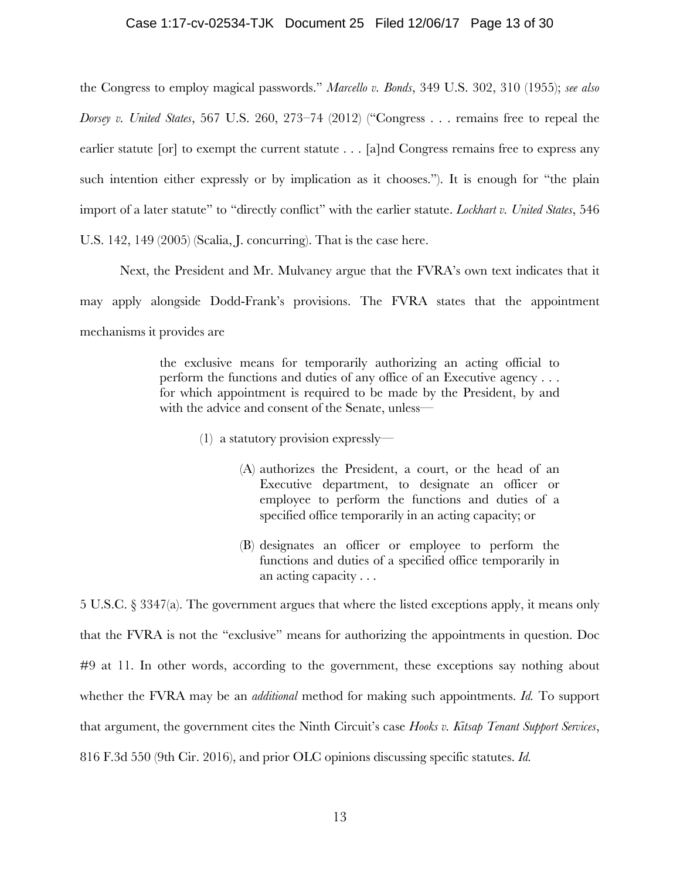the Congress to employ magical passwords." *Marcello v. Bonds*, 349 U.S. 302, 310 (1955); *see also Dorsey v. United States*, 567 U.S. 260, 273–74 (2012) ("Congress . . . remains free to repeal the earlier statute [or] to exempt the current statute . . . [a]nd Congress remains free to express any such intention either expressly or by implication as it chooses."). It is enough for "the plain import of a later statute" to "directly conflict" with the earlier statute. *Lockhart v. United States*, 546 U.S. 142, 149 (2005) (Scalia, J. concurring). That is the case here.

Next, the President and Mr. Mulvaney argue that the FVRA's own text indicates that it may apply alongside Dodd-Frank's provisions. The FVRA states that the appointment mechanisms it provides are

> the exclusive means for temporarily authorizing an acting official to perform the functions and duties of any office of an Executive agency . . . for which appointment is required to be made by the President, by and with the advice and consent of the Senate, unless—
>
> (1) a statutory provision expressly—
>
> (A) authorizes the President, a court, or the head of an Executive department, to designate an officer or employee to perform the functions and duties of a specified office temporarily in an acting capacity; or
>
> (B) designates an officer or employee to perform the functions and duties of a specified office temporarily in an acting capacity . . .

5 U.S.C. § 3347(a). The government argues that where the listed exceptions apply, it means only that the FVRA is not the "exclusive" means for authorizing the appointments in question. Doc #9 at 11. In other words, according to the government, these exceptions say nothing about whether the FVRA may be an *additional* method for making such appointments. *Id.* To support that argument, the government cites the Ninth Circuit's case *Hooks v. Kitsap Tenant Support Services*, 816 F.3d 550 (9th Cir. 2016), and prior OLC opinions discussing specific statutes. *Id.*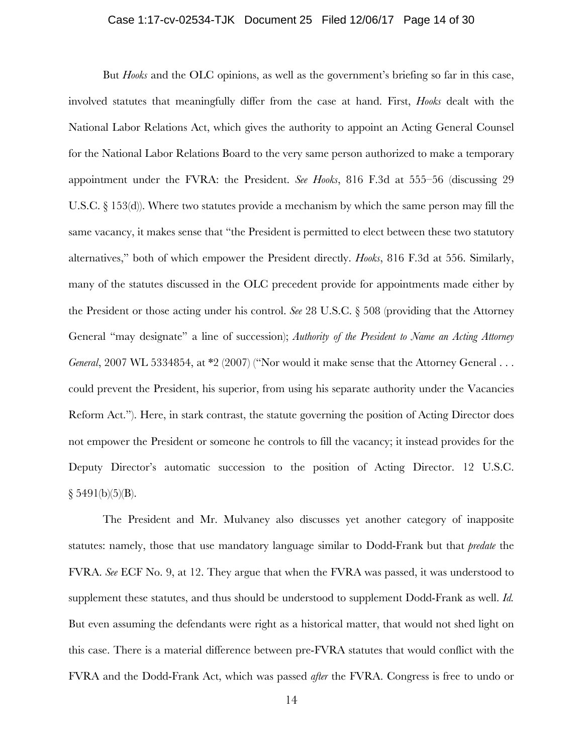But *Hooks* and the OLC opinions, as well as the government's briefing so far in this case, involved statutes that meaningfully differ from the case at hand. First, *Hooks* dealt with the National Labor Relations Act, which gives the authority to appoint an Acting General Counsel for the National Labor Relations Board to the very same person authorized to make a temporary appointment under the FVRA: the President. *See Hooks*, 816 F.3d at 555–56 (discussing 29 U.S.C. § 153(d)). Where two statutes provide a mechanism by which the same person may fill the same vacancy, it makes sense that "the President is permitted to elect between these two statutory alternatives," both of which empower the President directly. *Hooks*, 816 F.3d at 556. Similarly, many of the statutes discussed in the OLC precedent provide for appointments made either by the President or those acting under his control. *See* 28 U.S.C. § 508 (providing that the Attorney General "may designate" a line of succession); *Authority of the President to Name an Acting Attorney General*, 2007 WL 5334854, at *2 (2007) ("Nor would it make sense that the Attorney General . . . could prevent the President, his superior, from using his separate authority under the Vacancies Reform Act."). Here, in stark contrast, the statute governing the position of Acting Director does not empower the President or someone he controls to fill the vacancy; it instead provides for the Deputy Director's automatic succession to the position of Acting Director. 12 U.S.C. § 5491(b)(5)(B).

The President and Mr. Mulvaney also discusses yet another category of inapposite statutes: namely, those that use mandatory language similar to Dodd-Frank but that *predate* the FVRA. *See* ECF No. 9, at 12. They argue that when the FVRA was passed, it was understood to supplement these statutes, and thus should be understood to supplement Dodd-Frank as well. *Id.* But even assuming the defendants were right as a historical matter, that would not shed light on this case. There is a material difference between pre-FVRA statutes that would conflict with the FVRA and the Dodd-Frank Act, which was passed *after* the FVRA. Congress is free to undo or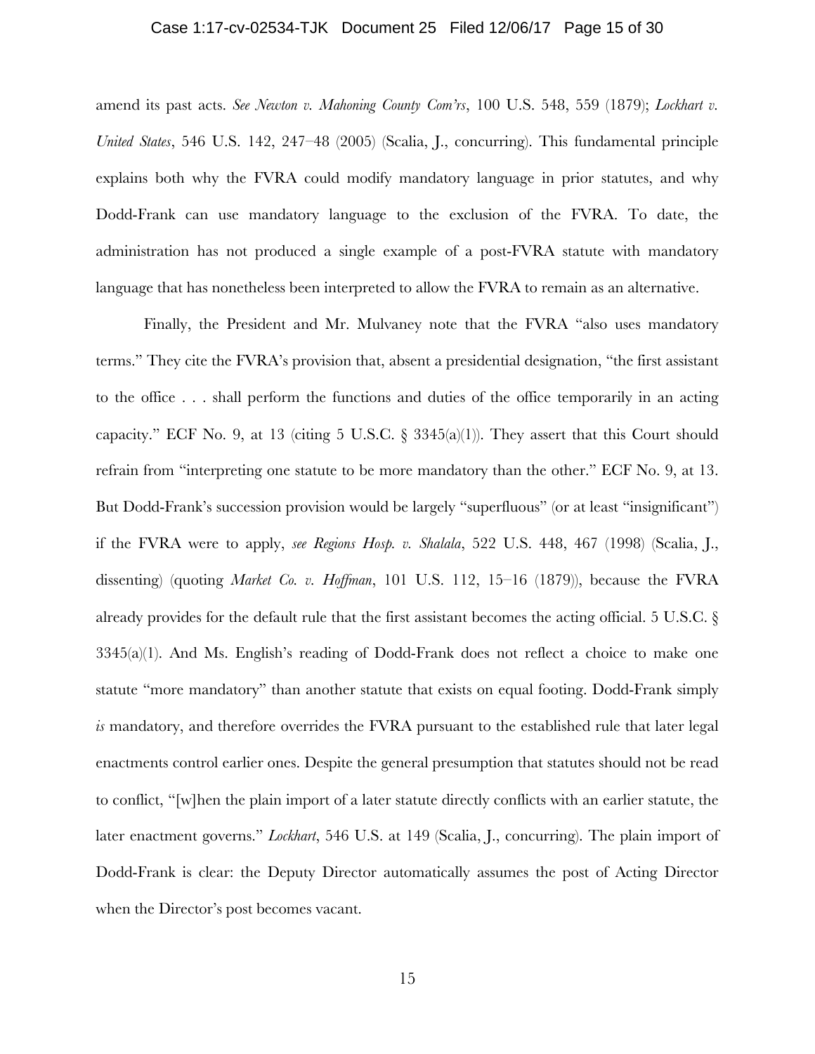amend its past acts. *See Newton v. Mahoning County Com'rs*, 100 U.S. 548, 559 (1879); *Lockhart v. United States*, 546 U.S. 142, 247–48 (2005) (Scalia, J., concurring). This fundamental principle explains both why the FVRA could modify mandatory language in prior statutes, and why Dodd-Frank can use mandatory language to the exclusion of the FVRA. To date, the administration has not produced a single example of a post-FVRA statute with mandatory language that has nonetheless been interpreted to allow the FVRA to remain as an alternative.

Finally, the President and Mr. Mulvaney note that the FVRA "also uses mandatory terms." They cite the FVRA's provision that, absent a presidential designation, "the first assistant to the office . . . shall perform the functions and duties of the office temporarily in an acting capacity." ECF No. 9, at 13 (citing 5 U.S.C. § 3345(a)(1)). They assert that this Court should refrain from "interpreting one statute to be more mandatory than the other." ECF No. 9, at 13. But Dodd-Frank's succession provision would be largely "superfluous" (or at least "insignificant") if the FVRA were to apply, *see Regions Hosp. v. Shalala*, 522 U.S. 448, 467 (1998) (Scalia, J., dissenting) (quoting *Market Co. v. Hoffman*, 101 U.S. 112, 15–16 (1879)), because the FVRA already provides for the default rule that the first assistant becomes the acting official. 5 U.S.C. § 3345(a)(1). And Ms. English's reading of Dodd-Frank does not reflect a choice to make one statute "more mandatory" than another statute that exists on equal footing. Dodd-Frank simply *is* mandatory, and therefore overrides the FVRA pursuant to the established rule that later legal enactments control earlier ones. Despite the general presumption that statutes should not be read to conflict, "[w]hen the plain import of a later statute directly conflicts with an earlier statute, the later enactment governs." *Lockhart*, 546 U.S. at 149 (Scalia, J., concurring). The plain import of Dodd-Frank is clear: the Deputy Director automatically assumes the post of Acting Director when the Director's post becomes vacant.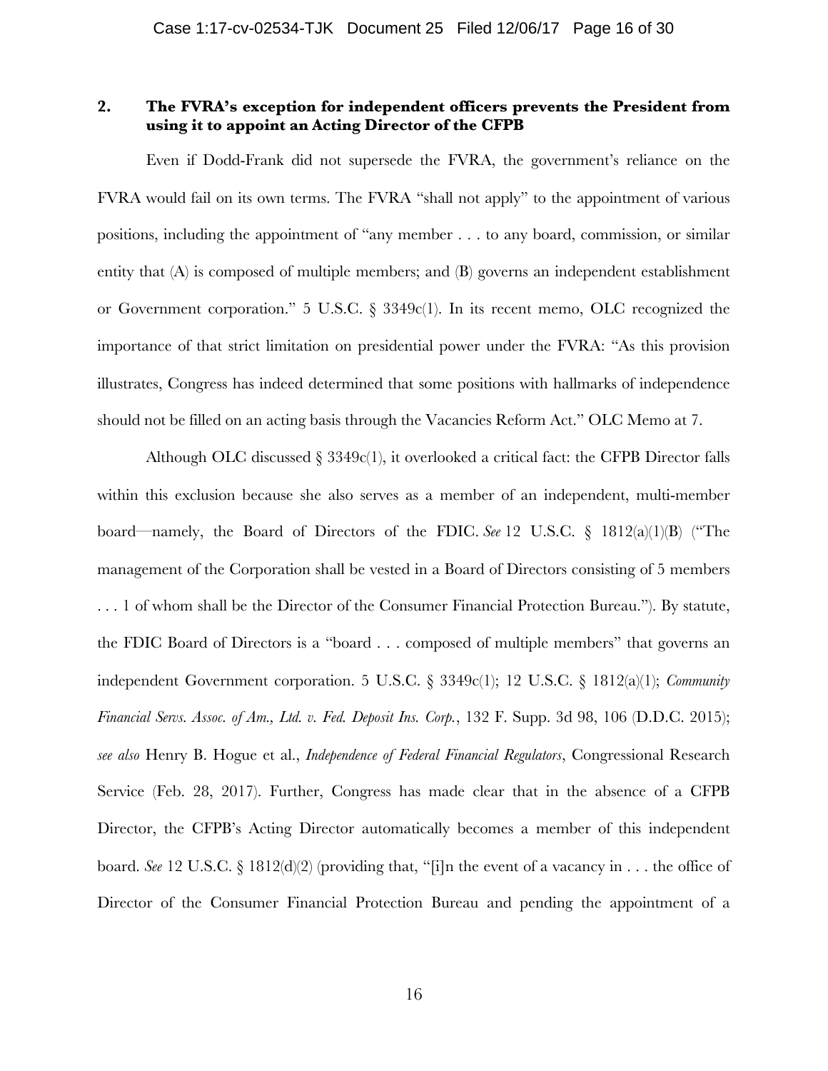### 2. The FVRA's exception for independent officers prevents the President from using it to appoint an Acting Director of the CFPB

Even if Dodd-Frank did not supersede the FVRA, the government's reliance on the FVRA would fail on its own terms. The FVRA "shall not apply" to the appointment of various positions, including the appointment of "any member . . . to any board, commission, or similar entity that (A) is composed of multiple members; and (B) governs an independent establishment or Government corporation." 5 U.S.C. § 3349c(1). In its recent memo, OLC recognized the importance of that strict limitation on presidential power under the FVRA: "As this provision illustrates, Congress has indeed determined that some positions with hallmarks of independence should not be filled on an acting basis through the Vacancies Reform Act." OLC Memo at 7.

Although OLC discussed § 3349c(1), it overlooked a critical fact: the CFPB Director falls within this exclusion because she also serves as a member of an independent, multi-member board—namely, the Board of Directors of the FDIC. *See* 12 U.S.C. § 1812(a)(1)(B) ("The management of the Corporation shall be vested in a Board of Directors consisting of 5 members . . . 1 of whom shall be the Director of the Consumer Financial Protection Bureau."). By statute, the FDIC Board of Directors is a "board . . . composed of multiple members" that governs an independent Government corporation. 5 U.S.C. § 3349c(1); 12 U.S.C. § 1812(a)(1); *Community Financial Servs. Assoc. of Am., Ltd. v. Fed. Deposit Ins. Corp.*, 132 F. Supp. 3d 98, 106 (D.D.C. 2015); *see also* Henry B. Hogue et al., *Independence of Federal Financial Regulators*, Congressional Research Service (Feb. 28, 2017). Further, Congress has made clear that in the absence of a CFPB Director, the CFPB's Acting Director automatically becomes a member of this independent board. *See* 12 U.S.C. § 1812(d)(2) (providing that, "[i]n the event of a vacancy in . . . the office of Director of the Consumer Financial Protection Bureau and pending the appointment of a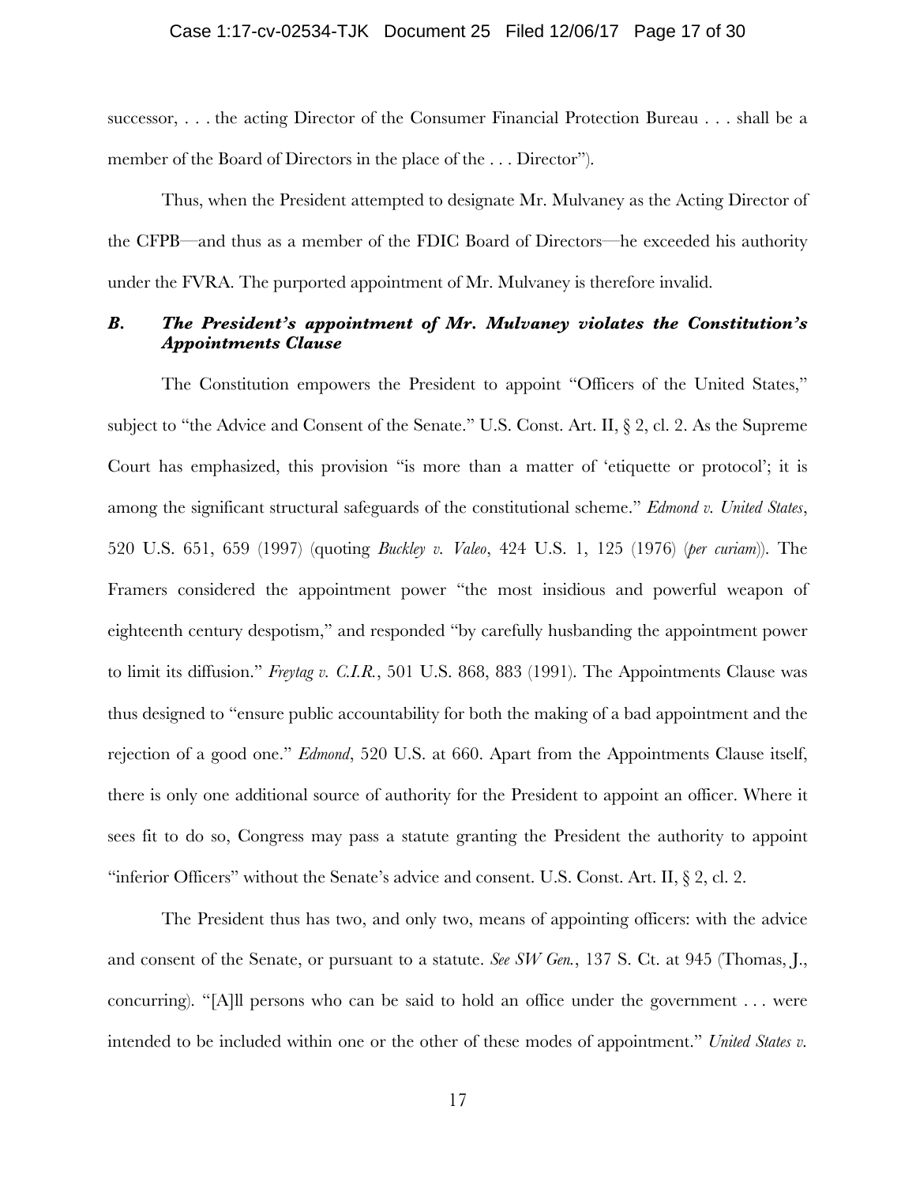successor, . . . the acting Director of the Consumer Financial Protection Bureau . . . shall be a member of the Board of Directors in the place of the . . . Director").

Thus, when the President attempted to designate Mr. Mulvaney as the Acting Director of the CFPB—and thus as a member of the FDIC Board of Directors—he exceeded his authority under the FVRA. The purported appointment of Mr. Mulvaney is therefore invalid.

### *B. The President's appointment of Mr. Mulvaney violates the Constitution's Appointments Clause*

The Constitution empowers the President to appoint "Officers of the United States," subject to "the Advice and Consent of the Senate." U.S. Const. Art. II, § 2, cl. 2. As the Supreme Court has emphasized, this provision "is more than a matter of 'etiquette or protocol'; it is among the significant structural safeguards of the constitutional scheme." *Edmond v. United States*, 520 U.S. 651, 659 (1997) (quoting *Buckley v. Valeo*, 424 U.S. 1, 125 (1976) (*per curiam*)). The Framers considered the appointment power "the most insidious and powerful weapon of eighteenth century despotism," and responded "by carefully husbanding the appointment power to limit its diffusion." *Freytag v. C.I.R.*, 501 U.S. 868, 883 (1991). The Appointments Clause was thus designed to "ensure public accountability for both the making of a bad appointment and the rejection of a good one." *Edmond*, 520 U.S. at 660. Apart from the Appointments Clause itself, there is only one additional source of authority for the President to appoint an officer. Where it sees fit to do so, Congress may pass a statute granting the President the authority to appoint "inferior Officers" without the Senate's advice and consent. U.S. Const. Art. II, § 2, cl. 2.

The President thus has two, and only two, means of appointing officers: with the advice and consent of the Senate, or pursuant to a statute. *See SW Gen.*, 137 S. Ct. at 945 (Thomas, J., concurring). "[A]ll persons who can be said to hold an office under the government . . . were intended to be included within one or the other of these modes of appointment." *United States v.*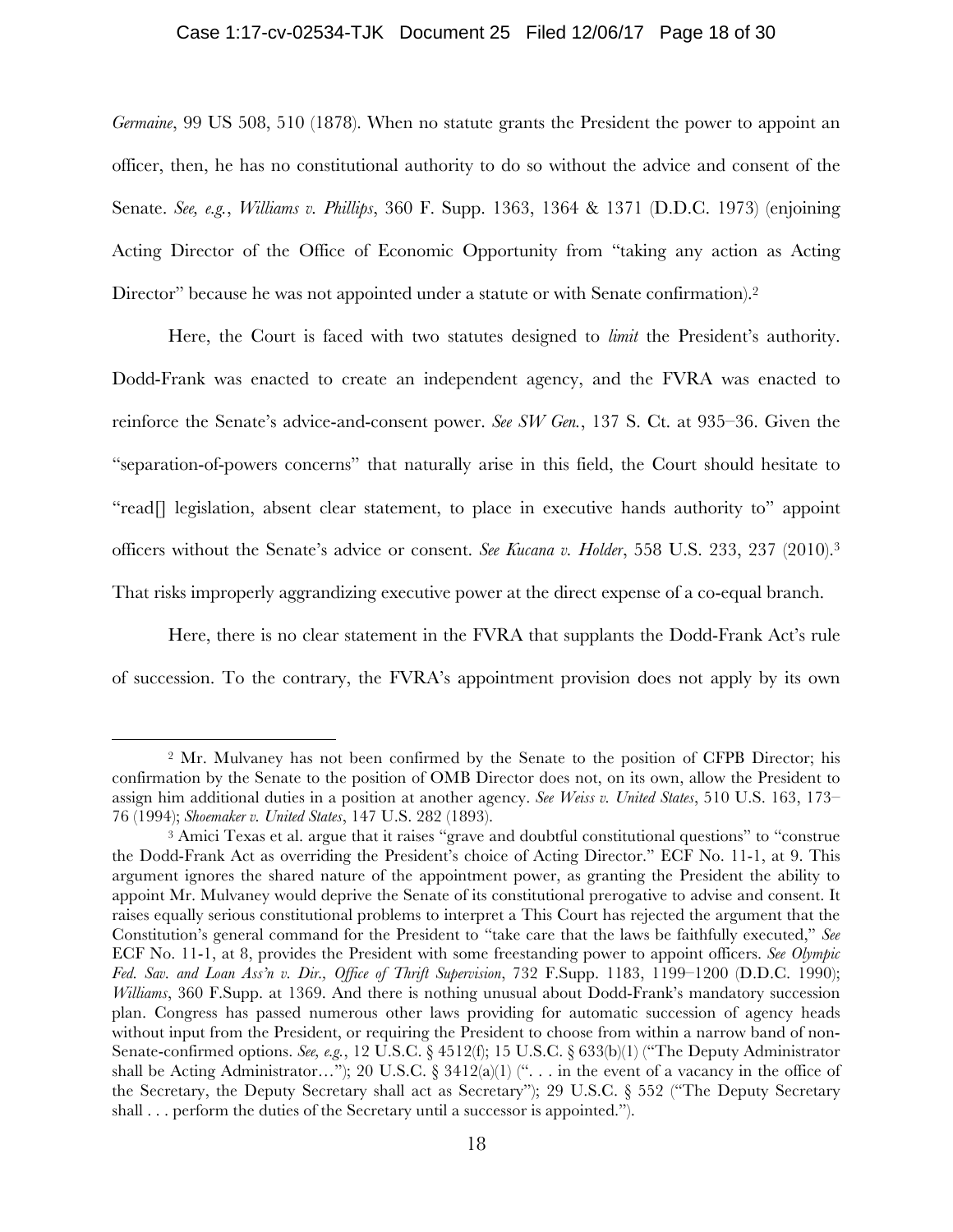*Germaine*, 99 US 508, 510 (1878). When no statute grants the President the power to appoint an officer, then, he has no constitutional authority to do so without the advice and consent of the Senate. *See, e.g.*, *Williams v. Phillips*, 360 F. Supp. 1363, 1364 & 1371 (D.D.C. 1973) (enjoining Acting Director of the Office of Economic Opportunity from "taking any action as Acting Director" because he was not appointed under a statute or with Senate confirmation).[2]

Here, the Court is faced with two statutes designed to *limit* the President's authority. Dodd-Frank was enacted to create an independent agency, and the FVRA was enacted to reinforce the Senate's advice-and-consent power. *See SW Gen.*, 137 S. Ct. at 935–36. Given the "separation-of-powers concerns" that naturally arise in this field, the Court should hesitate to "read[] legislation, absent clear statement, to place in executive hands authority to" appoint officers without the Senate's advice or consent. *See Kucana v. Holder*, 558 U.S. 233, 237 (2010).[3] That risks improperly aggrandizing executive power at the direct expense of a co-equal branch.

Here, there is no clear statement in the FVRA that supplants the Dodd-Frank Act's rule of succession. To the contrary, the FVRA's appointment provision does not apply by its own

---

[2] Mr. Mulvaney has not been confirmed by the Senate to the position of CFPB Director; his confirmation by the Senate to the position of OMB Director does not, on its own, allow the President to assign him additional duties in a position at another agency. *See Weiss v. United States*, 510 U.S. 163, 173–76 (1994); *Shoemaker v. United States*, 147 U.S. 282 (1893).

[3] Amici Texas et al. argue that it raises "grave and doubtful constitutional questions" to "construe the Dodd-Frank Act as overriding the President's choice of Acting Director." ECF No. 11-1, at 9. This argument ignores the shared nature of the appointment power, as granting the President the ability to appoint Mr. Mulvaney would deprive the Senate of its constitutional prerogative to advise and consent. It raises equally serious constitutional problems to interpret a This Court has rejected the argument that the Constitution's general command for the President to "take care that the laws be faithfully executed," *See* ECF No. 11-1, at 8, provides the President with some freestanding power to appoint officers. *See Olympic Fed. Sav. and Loan Ass'n v. Dir., Office of Thrift Supervision*, 732 F.Supp. 1183, 1199–1200 (D.D.C. 1990); *Williams*, 360 F.Supp. at 1369. And there is nothing unusual about Dodd-Frank's mandatory succession plan. Congress has passed numerous other laws providing for automatic succession of agency heads without input from the President, or requiring the President to choose from within a narrow band of non-Senate-confirmed options. *See, e.g.*, 12 U.S.C. § 4512(f); 15 U.S.C. § 633(b)(1) ("The Deputy Administrator shall be Acting Administrator…"); 20 U.S.C. § 3412(a)(1) (". . . in the event of a vacancy in the office of the Secretary, the Deputy Secretary shall act as Secretary"); 29 U.S.C. § 552 ("The Deputy Secretary shall . . . perform the duties of the Secretary until a successor is appointed.").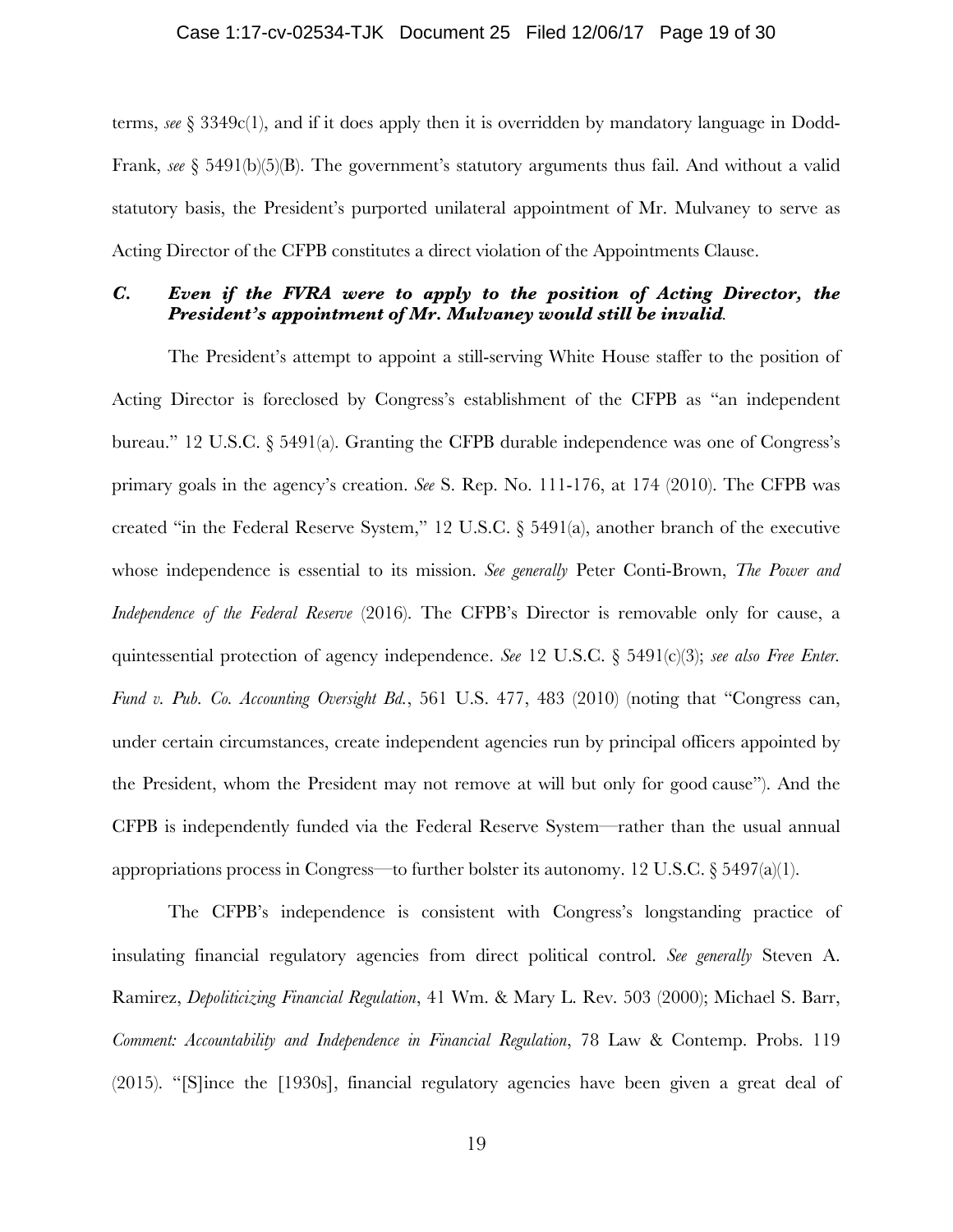terms, *see* § 3349c(1), and if it does apply then it is overridden by mandatory language in Dodd-Frank, *see* § 5491(b)(5)(B). The government's statutory arguments thus fail. And without a valid statutory basis, the President's purported unilateral appointment of Mr. Mulvaney to serve as Acting Director of the CFPB constitutes a direct violation of the Appointments Clause.

### *C. Even if the FVRA were to apply to the position of Acting Director, the President's appointment of Mr. Mulvaney would still be invalid.*

The President's attempt to appoint a still-serving White House staffer to the position of Acting Director is foreclosed by Congress's establishment of the CFPB as "an independent bureau." 12 U.S.C. § 5491(a). Granting the CFPB durable independence was one of Congress's primary goals in the agency's creation. *See* S. Rep. No. 111-176, at 174 (2010). The CFPB was created "in the Federal Reserve System," 12 U.S.C. § 5491(a), another branch of the executive whose independence is essential to its mission. *See generally* Peter Conti-Brown, *The Power and Independence of the Federal Reserve* (2016). The CFPB's Director is removable only for cause, a quintessential protection of agency independence. *See* 12 U.S.C. § 5491(c)(3); *see also Free Enter. Fund v. Pub. Co. Accounting Oversight Bd.*, 561 U.S. 477, 483 (2010) (noting that "Congress can, under certain circumstances, create independent agencies run by principal officers appointed by the President, whom the President may not remove at will but only for good cause"). And the CFPB is independently funded via the Federal Reserve System—rather than the usual annual appropriations process in Congress—to further bolster its autonomy. 12 U.S.C. § 5497(a)(1).

The CFPB's independence is consistent with Congress's longstanding practice of insulating financial regulatory agencies from direct political control. *See generally* Steven A. Ramirez, *Depoliticizing Financial Regulation*, 41 Wm. & Mary L. Rev. 503 (2000); Michael S. Barr, *Comment: Accountability and Independence in Financial Regulation*, 78 Law & Contemp. Probs. 119 (2015). "[S]ince the [1930s], financial regulatory agencies have been given a great deal of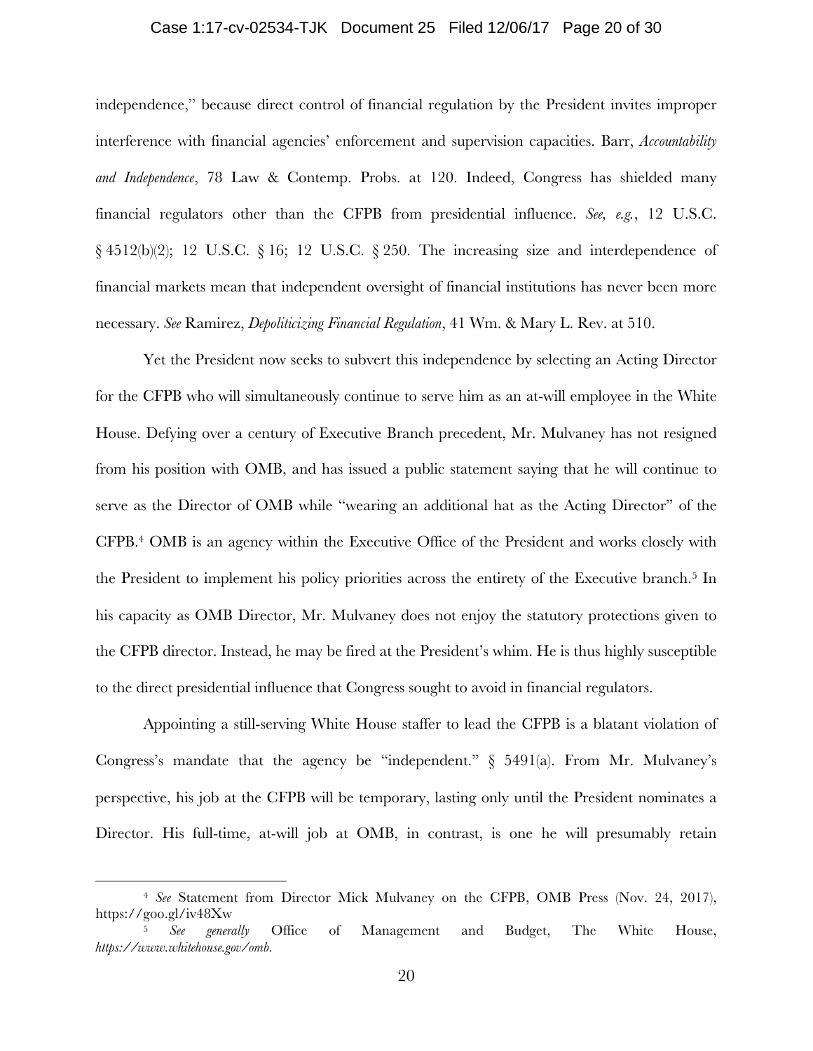independence," because direct control of financial regulation by the President invites improper interference with financial agencies' enforcement and supervision capacities. Barr, *Accountability and Independence*, 78 Law & Contemp. Probs. at 120. Indeed, Congress has shielded many financial regulators other than the CFPB from presidential influence. *See, e.g.*, 12 U.S.C. § 4512(b)(2); 12 U.S.C. § 16; 12 U.S.C. § 250. The increasing size and interdependence of financial markets mean that independent oversight of financial institutions has never been more necessary. *See* Ramirez, *Depoliticizing Financial Regulation*, 41 Wm. & Mary L. Rev. at 510.

Yet the President now seeks to subvert this independence by selecting an Acting Director for the CFPB who will simultaneously continue to serve him as an at-will employee in the White House. Defying over a century of Executive Branch precedent, Mr. Mulvaney has not resigned from his position with OMB, and has issued a public statement saying that he will continue to serve as the Director of OMB while "wearing an additional hat as the Acting Director" of the CFPB.[4] OMB is an agency within the Executive Office of the President and works closely with the President to implement his policy priorities across the entirety of the Executive branch.[5] In his capacity as OMB Director, Mr. Mulvaney does not enjoy the statutory protections given to the CFPB director. Instead, he may be fired at the President's whim. He is thus highly susceptible to the direct presidential influence that Congress sought to avoid in financial regulators.

Appointing a still-serving White House staffer to lead the CFPB is a blatant violation of Congress's mandate that the agency be "independent." § 5491(a). From Mr. Mulvaney's perspective, his job at the CFPB will be temporary, lasting only until the President nominates a Director. His full-time, at-will job at OMB, in contrast, is one he will presumably retain

---

[4] *See* Statement from Director Mick Mulvaney on the CFPB, OMB Press (Nov. 24, 2017), https://goo.gl/iv48Xw

[5] *See generally* Office of Management and Budget, The White House, *https://www.whitehouse.gov/omb*.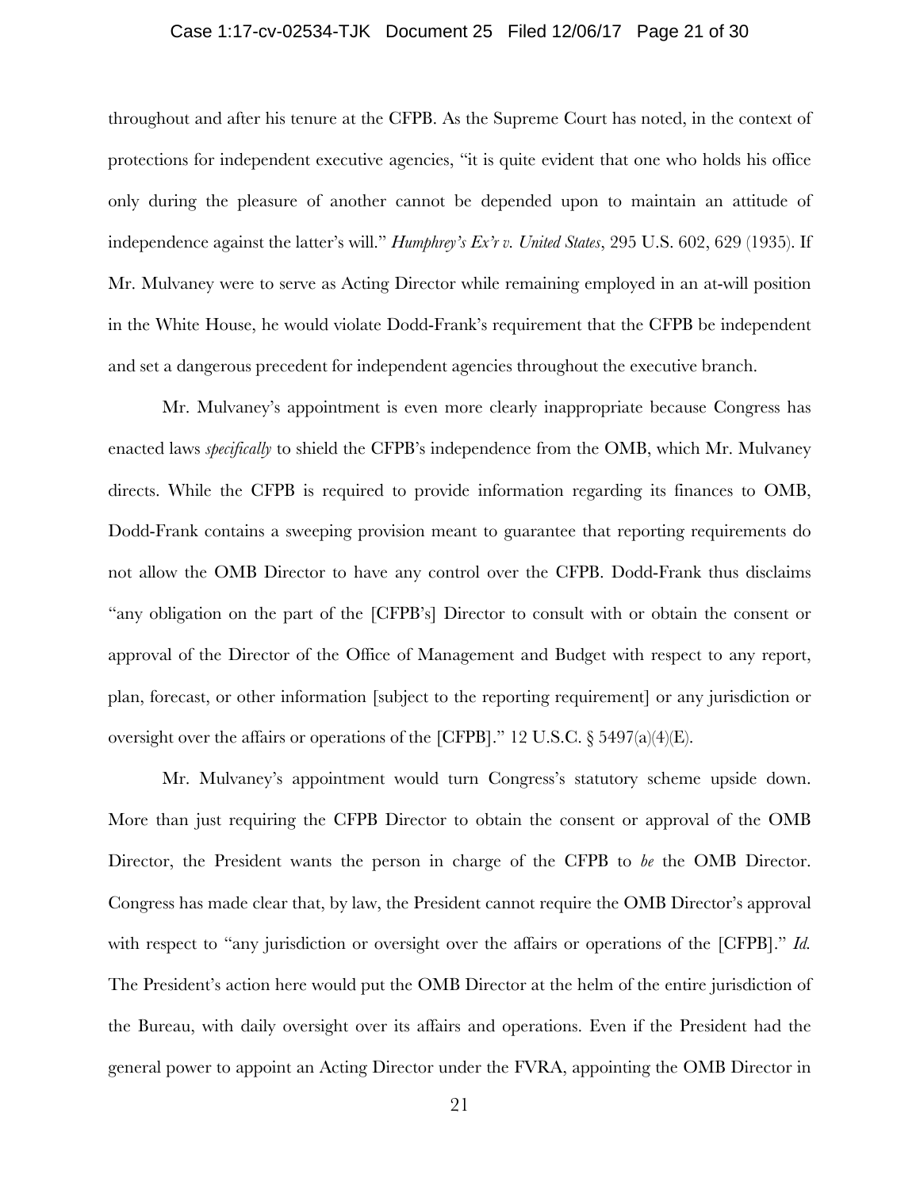throughout and after his tenure at the CFPB. As the Supreme Court has noted, in the context of protections for independent executive agencies, "it is quite evident that one who holds his office only during the pleasure of another cannot be depended upon to maintain an attitude of independence against the latter's will." *Humphrey's Ex'r v. United States*, 295 U.S. 602, 629 (1935). If Mr. Mulvaney were to serve as Acting Director while remaining employed in an at-will position in the White House, he would violate Dodd-Frank's requirement that the CFPB be independent and set a dangerous precedent for independent agencies throughout the executive branch.

Mr. Mulvaney's appointment is even more clearly inappropriate because Congress has enacted laws *specifically* to shield the CFPB's independence from the OMB, which Mr. Mulvaney directs. While the CFPB is required to provide information regarding its finances to OMB, Dodd-Frank contains a sweeping provision meant to guarantee that reporting requirements do not allow the OMB Director to have any control over the CFPB. Dodd-Frank thus disclaims "any obligation on the part of the [CFPB's] Director to consult with or obtain the consent or approval of the Director of the Office of Management and Budget with respect to any report, plan, forecast, or other information [subject to the reporting requirement] or any jurisdiction or oversight over the affairs or operations of the [CFPB]." 12 U.S.C. § 5497(a)(4)(E).

Mr. Mulvaney's appointment would turn Congress's statutory scheme upside down. More than just requiring the CFPB Director to obtain the consent or approval of the OMB Director, the President wants the person in charge of the CFPB to *be* the OMB Director. Congress has made clear that, by law, the President cannot require the OMB Director's approval with respect to "any jurisdiction or oversight over the affairs or operations of the [CFPB]." *Id.* The President's action here would put the OMB Director at the helm of the entire jurisdiction of the Bureau, with daily oversight over its affairs and operations. Even if the President had the general power to appoint an Acting Director under the FVRA, appointing the OMB Director in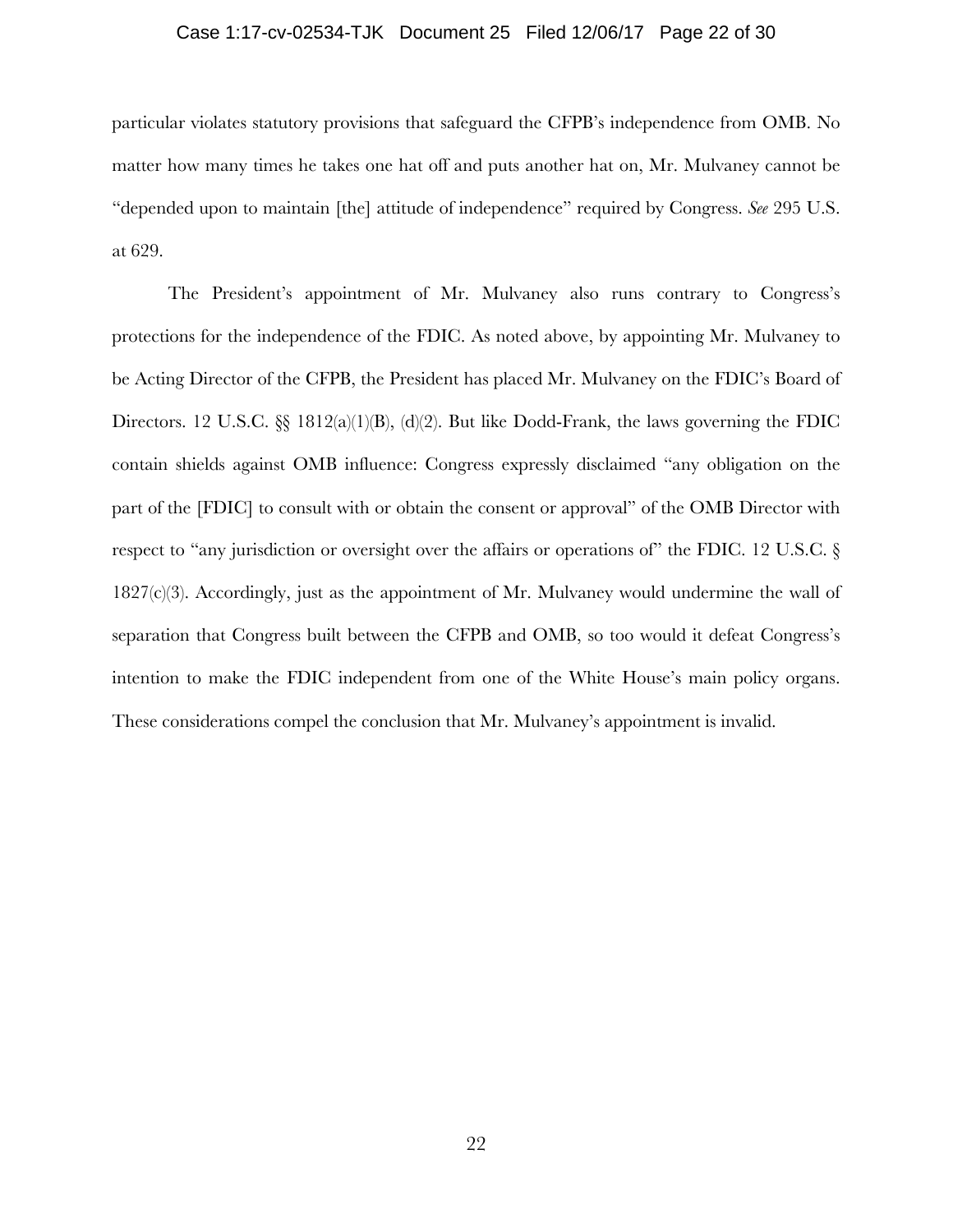particular violates statutory provisions that safeguard the CFPB's independence from OMB. No matter how many times he takes one hat off and puts another hat on, Mr. Mulvaney cannot be "depended upon to maintain [the] attitude of independence" required by Congress. *See* 295 U.S. at 629.

The President's appointment of Mr. Mulvaney also runs contrary to Congress's protections for the independence of the FDIC. As noted above, by appointing Mr. Mulvaney to be Acting Director of the CFPB, the President has placed Mr. Mulvaney on the FDIC's Board of Directors. 12 U.S.C. §§ 1812(a)(1)(B), (d)(2). But like Dodd-Frank, the laws governing the FDIC contain shields against OMB influence: Congress expressly disclaimed "any obligation on the part of the [FDIC] to consult with or obtain the consent or approval" of the OMB Director with respect to "any jurisdiction or oversight over the affairs or operations of" the FDIC. 12 U.S.C. § 1827(c)(3). Accordingly, just as the appointment of Mr. Mulvaney would undermine the wall of separation that Congress built between the CFPB and OMB, so too would it defeat Congress's intention to make the FDIC independent from one of the White House's main policy organs. These considerations compel the conclusion that Mr. Mulvaney's appointment is invalid.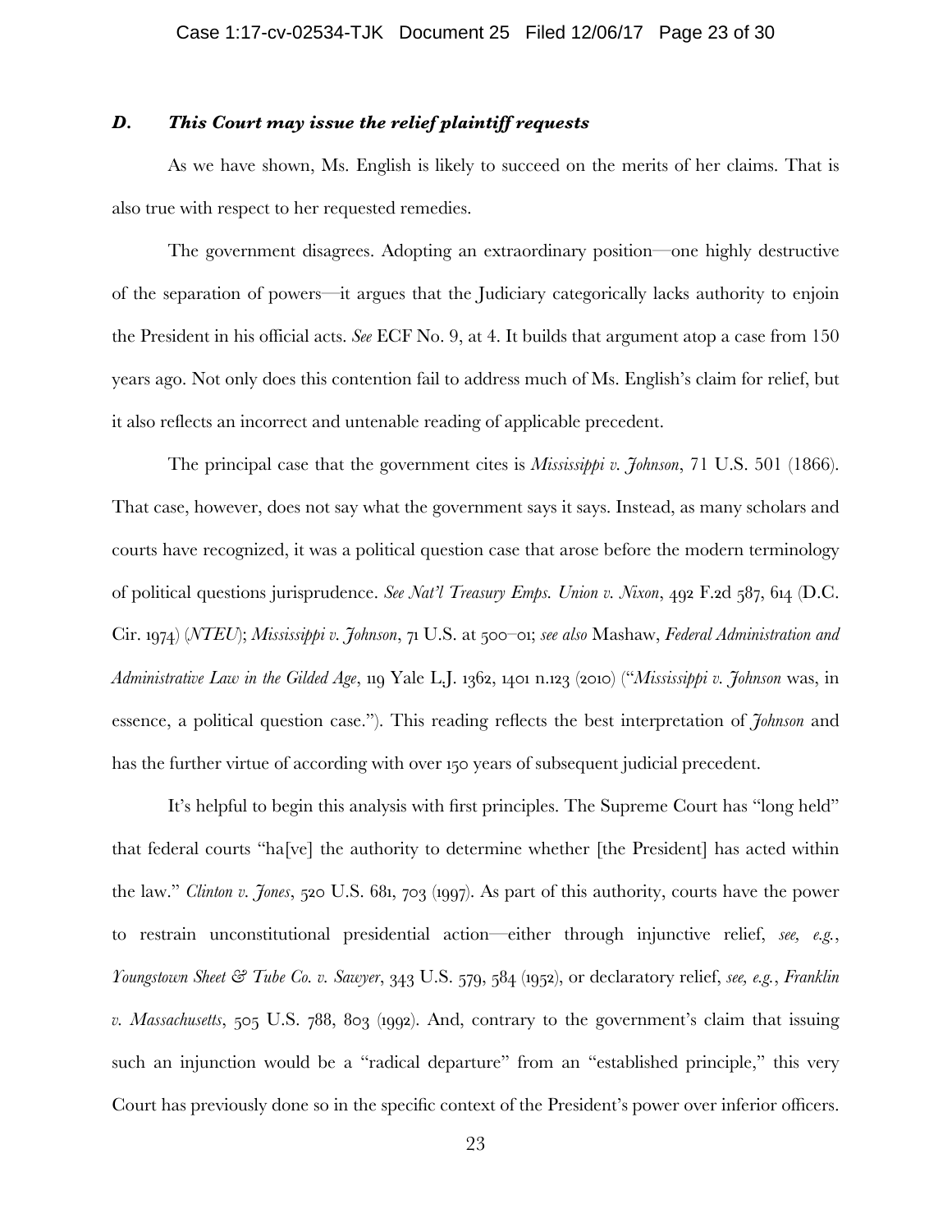### *D. This Court may issue the relief plaintiff requests*

As we have shown, Ms. English is likely to succeed on the merits of her claims. That is also true with respect to her requested remedies.

The government disagrees. Adopting an extraordinary position—one highly destructive of the separation of powers—it argues that the Judiciary categorically lacks authority to enjoin the President in his official acts. *See* ECF No. 9, at 4. It builds that argument atop a case from 150 years ago. Not only does this contention fail to address much of Ms. English's claim for relief, but it also reflects an incorrect and untenable reading of applicable precedent.

The principal case that the government cites is *Mississippi v. Johnson*, 71 U.S. 501 (1866). That case, however, does not say what the government says it says. Instead, as many scholars and courts have recognized, it was a political question case that arose before the modern terminology of political questions jurisprudence. *See Nat'l Treasury Emps. Union v. Nixon*, 492 F.2d 587, 614 (D.C. Cir. 1974) (*NTEU*); *Mississippi v. Johnson*, 71 U.S. at 500–01; *see also* Mashaw, *Federal Administration and Administrative Law in the Gilded Age*, 119 Yale L.J. 1362, 1401 n.123 (2010) ("*Mississippi v. Johnson* was, in essence, a political question case."). This reading reflects the best interpretation of *Johnson* and has the further virtue of according with over 150 years of subsequent judicial precedent.

It's helpful to begin this analysis with first principles. The Supreme Court has "long held" that federal courts "ha[ve] the authority to determine whether [the President] has acted within the law." *Clinton v. Jones*, 520 U.S. 681, 703 (1997). As part of this authority, courts have the power to restrain unconstitutional presidential action—either through injunctive relief, *see, e.g.*, *Youngstown Sheet & Tube Co. v. Sawyer*, 343 U.S. 579, 584 (1952), or declaratory relief, *see, e.g.*, *Franklin v. Massachusetts*, 505 U.S. 788, 803 (1992). And, contrary to the government's claim that issuing such an injunction would be a "radical departure" from an "established principle," this very Court has previously done so in the specific context of the President's power over inferior officers.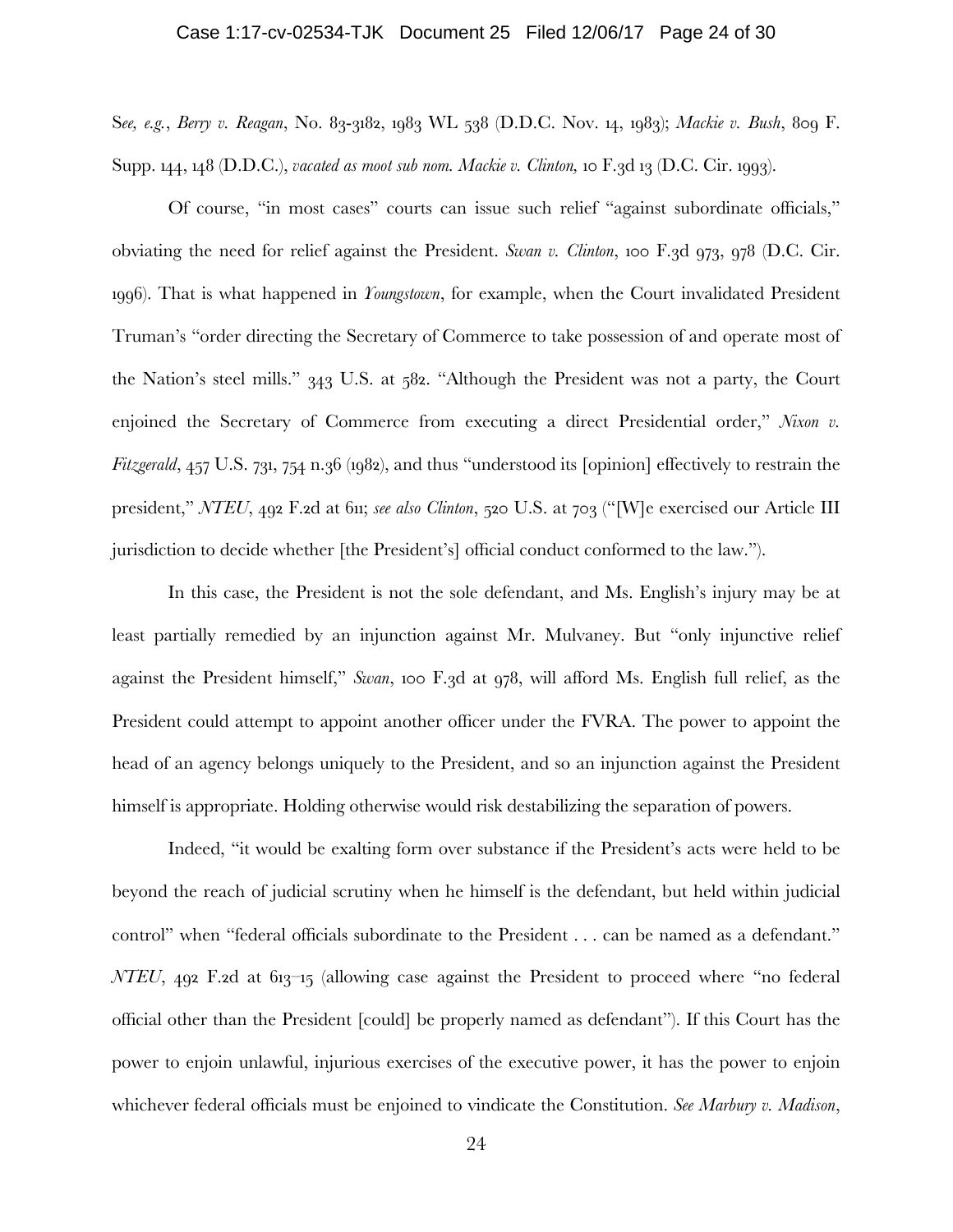S*ee, e.g.*, *Berry v. Reagan*, No. 83-3182, 1983 WL 538 (D.D.C. Nov. 14, 1983); *Mackie v. Bush*, 809 F. Supp. 144, 148 (D.D.C.), *vacated as moot sub nom. Mackie v. Clinton*, 10 F.3d 13 (D.C. Cir. 1993).

Of course, "in most cases" courts can issue such relief "against subordinate officials," obviating the need for relief against the President. *Swan v. Clinton*, 100 F.3d 973, 978 (D.C. Cir. 1996). That is what happened in *Youngstown*, for example, when the Court invalidated President Truman's "order directing the Secretary of Commerce to take possession of and operate most of the Nation's steel mills." 343 U.S. at 582. "Although the President was not a party, the Court enjoined the Secretary of Commerce from executing a direct Presidential order," *Nixon v. Fitzgerald*, 457 U.S. 731, 754 n.36 (1982), and thus "understood its [opinion] effectively to restrain the president," *NTEU*, 492 F.2d at 611; *see also Clinton*, 520 U.S. at 703 ("[W]e exercised our Article III jurisdiction to decide whether [the President's] official conduct conformed to the law.").

In this case, the President is not the sole defendant, and Ms. English's injury may be at least partially remedied by an injunction against Mr. Mulvaney. But "only injunctive relief against the President himself," *Swan*, 100 F.3d at 978, will afford Ms. English full relief, as the President could attempt to appoint another officer under the FVRA. The power to appoint the head of an agency belongs uniquely to the President, and so an injunction against the President himself is appropriate. Holding otherwise would risk destabilizing the separation of powers.

Indeed, "it would be exalting form over substance if the President's acts were held to be beyond the reach of judicial scrutiny when he himself is the defendant, but held within judicial control" when "federal officials subordinate to the President . . . can be named as a defendant." *NTEU*, 492 F.2d at 613–15 (allowing case against the President to proceed where "no federal official other than the President [could] be properly named as defendant"). If this Court has the power to enjoin unlawful, injurious exercises of the executive power, it has the power to enjoin whichever federal officials must be enjoined to vindicate the Constitution. *See Marbury v. Madison*,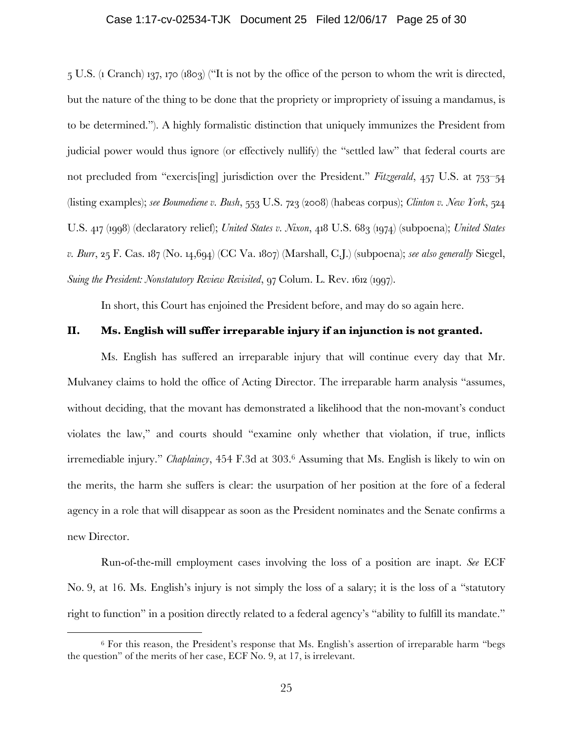5 U.S. (1 Cranch) 137, 170 (1803) ("It is not by the office of the person to whom the writ is directed, but the nature of the thing to be done that the propriety or impropriety of issuing a mandamus, is to be determined."). A highly formalistic distinction that uniquely immunizes the President from judicial power would thus ignore (or effectively nullify) the "settled law" that federal courts are not precluded from "exercis[ing] jurisdiction over the President." *Fitzgerald*, 457 U.S. at 753–54 (listing examples); *see Boumediene v. Bush*, 553 U.S. 723 (2008) (habeas corpus); *Clinton v. New York*, 524 U.S. 417 (1998) (declaratory relief); *United States v. Nixon*, 418 U.S. 683 (1974) (subpoena); *United States v. Burr*, 25 F. Cas. 187 (No. 14,694) (CC Va. 1807) (Marshall, C.J.) (subpoena); *see also generally* Siegel, *Suing the President: Nonstatutory Review Revisited*, 97 Colum. L. Rev. 1612 (1997).

In short, this Court has enjoined the President before, and may do so again here.

## II. Ms. English will suffer irreparable injury if an injunction is not granted.

Ms. English has suffered an irreparable injury that will continue every day that Mr. Mulvaney claims to hold the office of Acting Director. The irreparable harm analysis "assumes, without deciding, that the movant has demonstrated a likelihood that the non-movant's conduct violates the law," and courts should "examine only whether that violation, if true, inflicts irremediable injury." *Chaplaincy*, 454 F.3d at 303.[6] Assuming that Ms. English is likely to win on the merits, the harm she suffers is clear: the usurpation of her position at the fore of a federal agency in a role that will disappear as soon as the President nominates and the Senate confirms a new Director.

Run-of-the-mill employment cases involving the loss of a position are inapt. *See* ECF No. 9, at 16. Ms. English's injury is not simply the loss of a salary; it is the loss of a "statutory right to function" in a position directly related to a federal agency's "ability to fulfill its mandate."

[6] For this reason, the President's response that Ms. English's assertion of irreparable harm "begs the question" of the merits of her case, ECF No. 9, at 17, is irrelevant.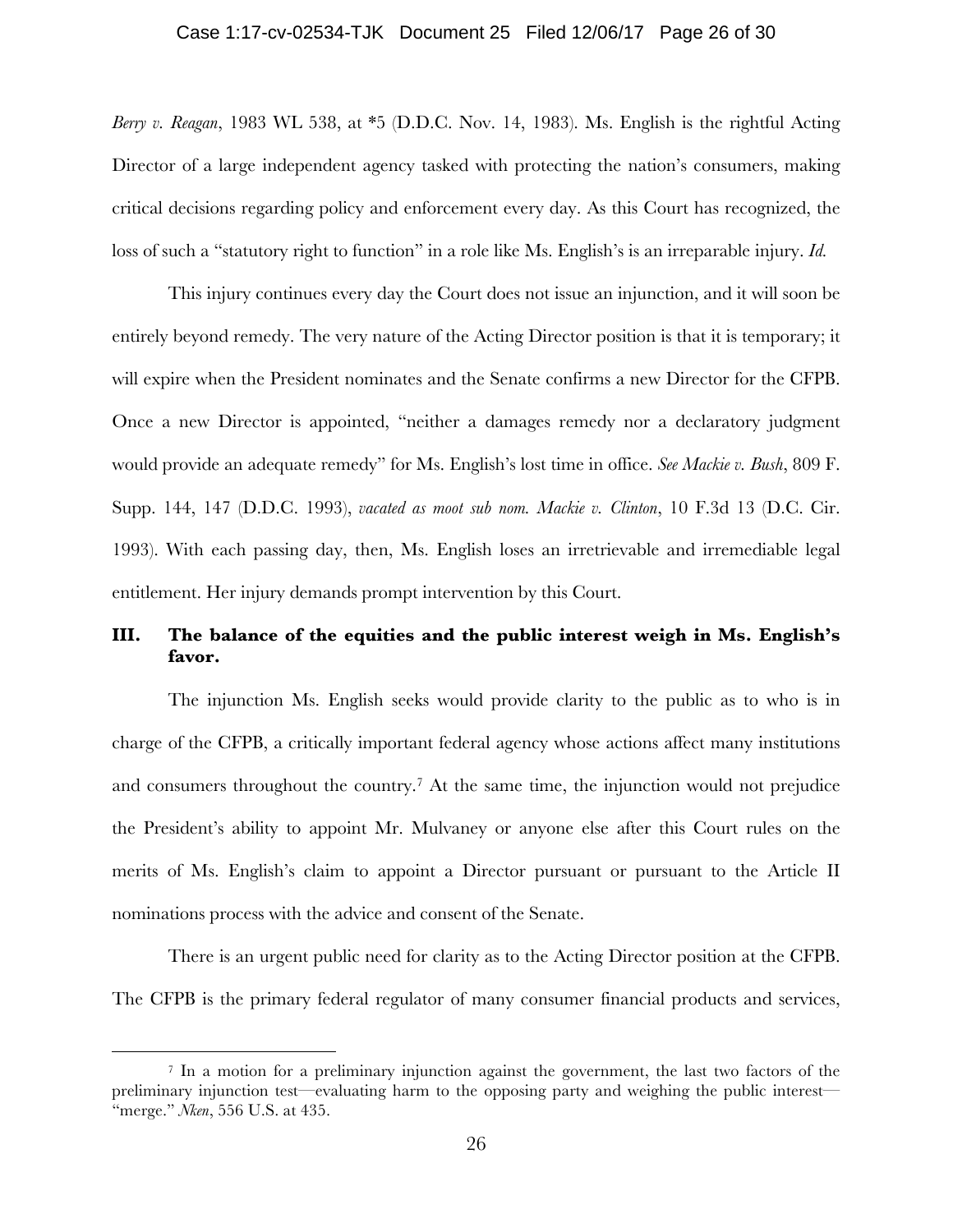*Berry v. Reagan*, 1983 WL 538, at *5 (D.D.C. Nov. 14, 1983). Ms. English is the rightful Acting Director of a large independent agency tasked with protecting the nation's consumers, making critical decisions regarding policy and enforcement every day. As this Court has recognized, the loss of such a "statutory right to function" in a role like Ms. English's is an irreparable injury. *Id.*

This injury continues every day the Court does not issue an injunction, and it will soon be entirely beyond remedy. The very nature of the Acting Director position is that it is temporary; it will expire when the President nominates and the Senate confirms a new Director for the CFPB. Once a new Director is appointed, "neither a damages remedy nor a declaratory judgment would provide an adequate remedy" for Ms. English's lost time in office. *See Mackie v. Bush*, 809 F. Supp. 144, 147 (D.D.C. 1993), *vacated as moot sub nom. Mackie v. Clinton*, 10 F.3d 13 (D.C. Cir. 1993). With each passing day, then, Ms. English loses an irretrievable and irremediable legal entitlement. Her injury demands prompt intervention by this Court.

### III. The balance of the equities and the public interest weigh in Ms. English's favor.

The injunction Ms. English seeks would provide clarity to the public as to who is in charge of the CFPB, a critically important federal agency whose actions affect many institutions and consumers throughout the country.[7] At the same time, the injunction would not prejudice the President's ability to appoint Mr. Mulvaney or anyone else after this Court rules on the merits of Ms. English's claim to appoint a Director pursuant or pursuant to the Article II nominations process with the advice and consent of the Senate.

There is an urgent public need for clarity as to the Acting Director position at the CFPB. The CFPB is the primary federal regulator of many consumer financial products and services,

[7] In a motion for a preliminary injunction against the government, the last two factors of the preliminary injunction test—evaluating harm to the opposing party and weighing the public interest—"merge." *Nken*, 556 U.S. at 435.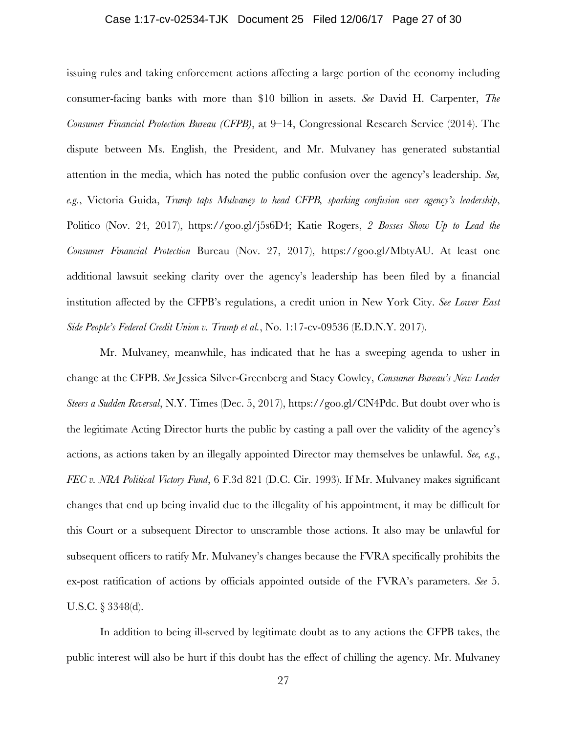issuing rules and taking enforcement actions affecting a large portion of the economy including consumer-facing banks with more than $10 billion in assets. *See* David H. Carpenter, *The Consumer Financial Protection Bureau (CFPB)*, at 9–14, Congressional Research Service (2014). The dispute between Ms. English, the President, and Mr. Mulvaney has generated substantial attention in the media, which has noted the public confusion over the agency's leadership. *See, e.g.*, Victoria Guida, *Trump taps Mulvaney to head CFPB, sparking confusion over agency's leadership*, Politico (Nov. 24, 2017), https://goo.gl/j5s6D4; Katie Rogers, *2 Bosses Show Up to Lead the Consumer Financial Protection* Bureau (Nov. 27, 2017), https://goo.gl/MbtyAU. At least one additional lawsuit seeking clarity over the agency's leadership has been filed by a financial institution affected by the CFPB's regulations, a credit union in New York City. *See Lower East Side People's Federal Credit Union v. Trump et al.*, No. 1:17-cv-09536 (E.D.N.Y. 2017).

Mr. Mulvaney, meanwhile, has indicated that he has a sweeping agenda to usher in change at the CFPB. *See* Jessica Silver-Greenberg and Stacy Cowley, *Consumer Bureau's New Leader Steers a Sudden Reversal*, N.Y. Times (Dec. 5, 2017), https://goo.gl/CN4Pdc. But doubt over who is the legitimate Acting Director hurts the public by casting a pall over the validity of the agency's actions, as actions taken by an illegally appointed Director may themselves be unlawful. *See, e.g.*, *FEC v. NRA Political Victory Fund*, 6 F.3d 821 (D.C. Cir. 1993). If Mr. Mulvaney makes significant changes that end up being invalid due to the illegality of his appointment, it may be difficult for this Court or a subsequent Director to unscramble those actions. It also may be unlawful for subsequent officers to ratify Mr. Mulvaney's changes because the FVRA specifically prohibits the ex-post ratification of actions by officials appointed outside of the FVRA's parameters. *See* 5. U.S.C. § 3348(d).

In addition to being ill-served by legitimate doubt as to any actions the CFPB takes, the public interest will also be hurt if this doubt has the effect of chilling the agency. Mr. Mulvaney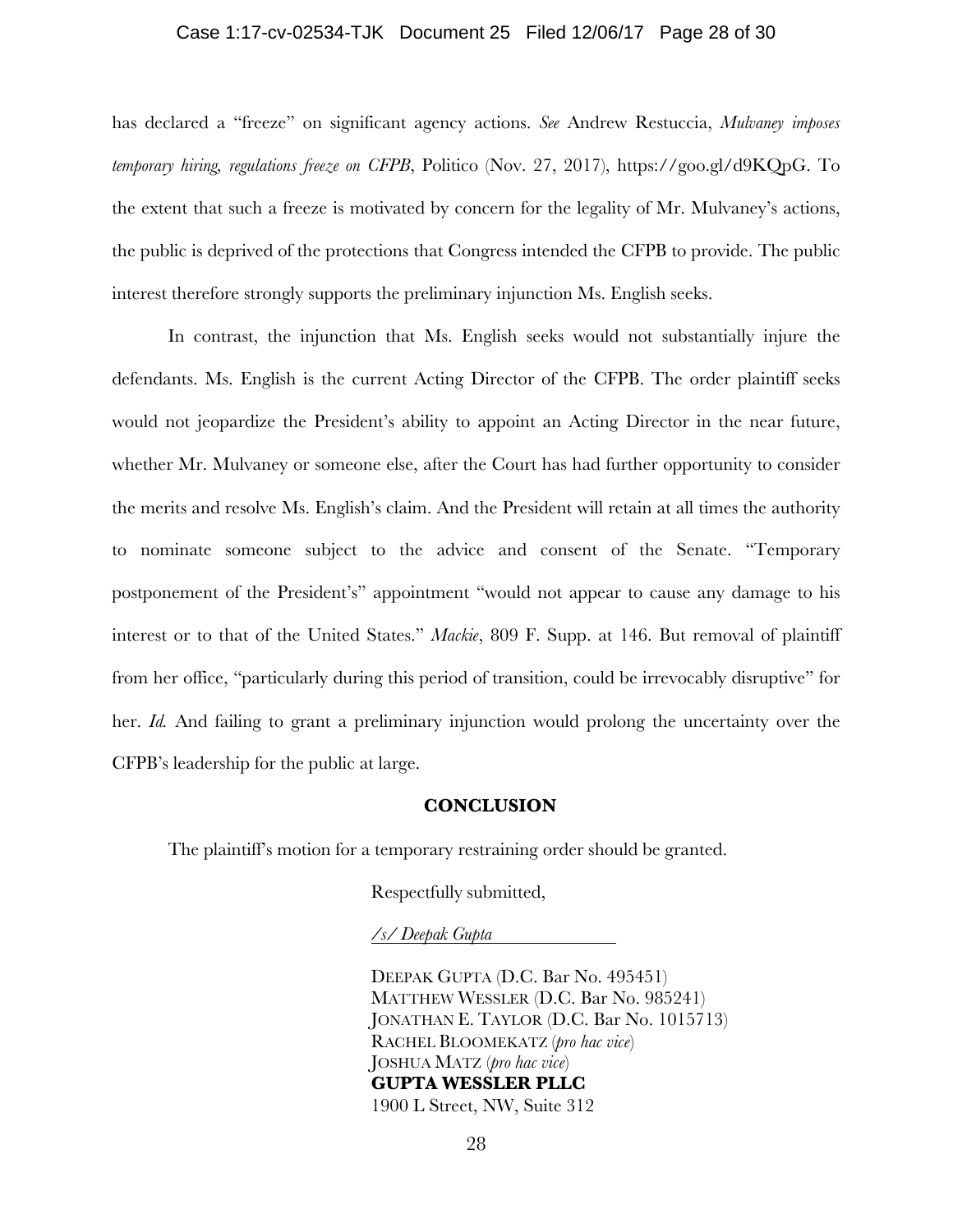has declared a "freeze" on significant agency actions. *See* Andrew Restuccia, *Mulvaney imposes temporary hiring, regulations freeze on CFPB*, Politico (Nov. 27, 2017), https://goo.gl/d9KQpG. To the extent that such a freeze is motivated by concern for the legality of Mr. Mulvaney's actions, the public is deprived of the protections that Congress intended the CFPB to provide. The public interest therefore strongly supports the preliminary injunction Ms. English seeks.

In contrast, the injunction that Ms. English seeks would not substantially injure the defendants. Ms. English is the current Acting Director of the CFPB. The order plaintiff seeks would not jeopardize the President's ability to appoint an Acting Director in the near future, whether Mr. Mulvaney or someone else, after the Court has had further opportunity to consider the merits and resolve Ms. English's claim. And the President will retain at all times the authority to nominate someone subject to the advice and consent of the Senate. "Temporary postponement of the President's" appointment "would not appear to cause any damage to his interest or to that of the United States." *Mackie*, 809 F. Supp. at 146. But removal of plaintiff from her office, "particularly during this period of transition, could be irrevocably disruptive" for her. *Id.* And failing to grant a preliminary injunction would prolong the uncertainty over the CFPB's leadership for the public at large.

## CONCLUSION

The plaintiff's motion for a temporary restraining order should be granted.

Respectfully submitted,

*/s/ Deepak Gupta*

DEEPAK GUPTA (D.C. Bar No. 495451)
MATTHEW WESSLER (D.C. Bar No. 985241)
JONATHAN E. TAYLOR (D.C. Bar No. 1015713)
RACHEL BLOOMEKATZ (*pro hac vice*)
JOSHUA MATZ (*pro hac vice*)
**GUPTA WESSLER PLLC**
1900 L Street, NW, Suite 312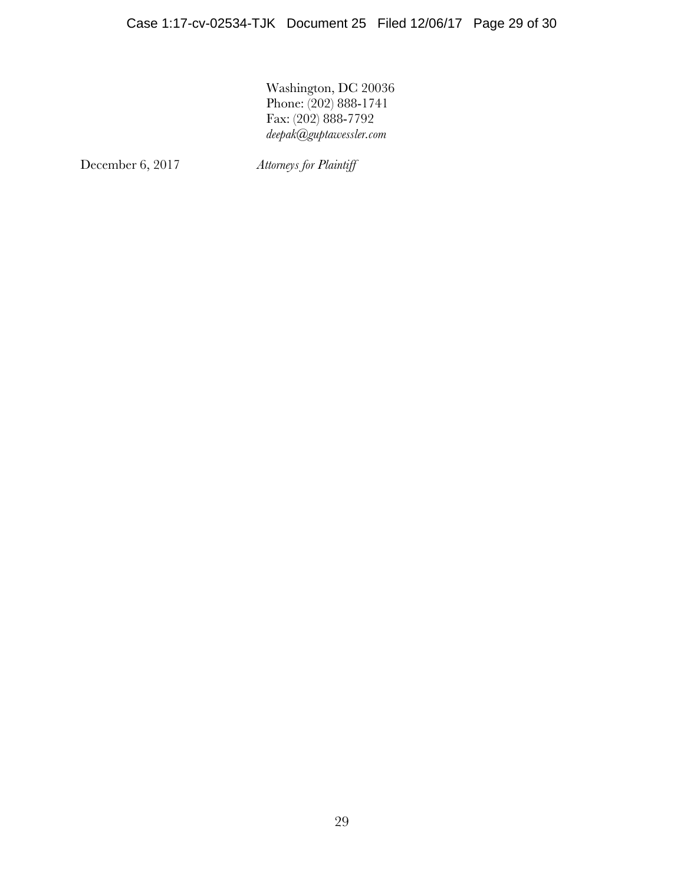Washington, DC 20036
Phone: (202) 888-1741
Fax: (202) 888-7792
*deepak@guptawessler.com*

December 6, 2017 *Attorneys for Plaintiff*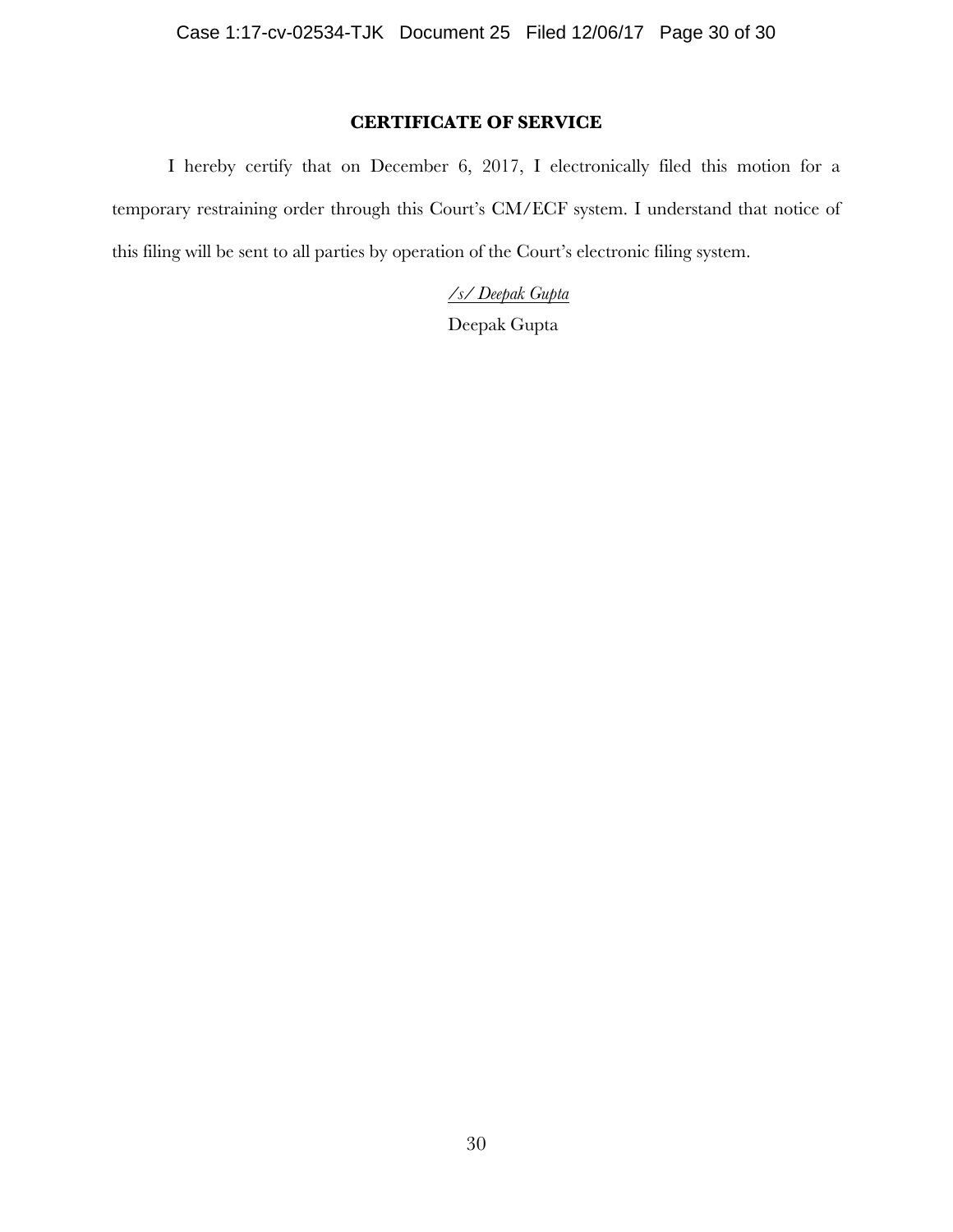## CERTIFICATE OF SERVICE

I hereby certify that on December 6, 2017, I electronically filed this motion for a temporary restraining order through this Court's CM/ECF system. I understand that notice of this filing will be sent to all parties by operation of the Court's electronic filing system.

*/s/ Deepak Gupta*
Deepak Gupta